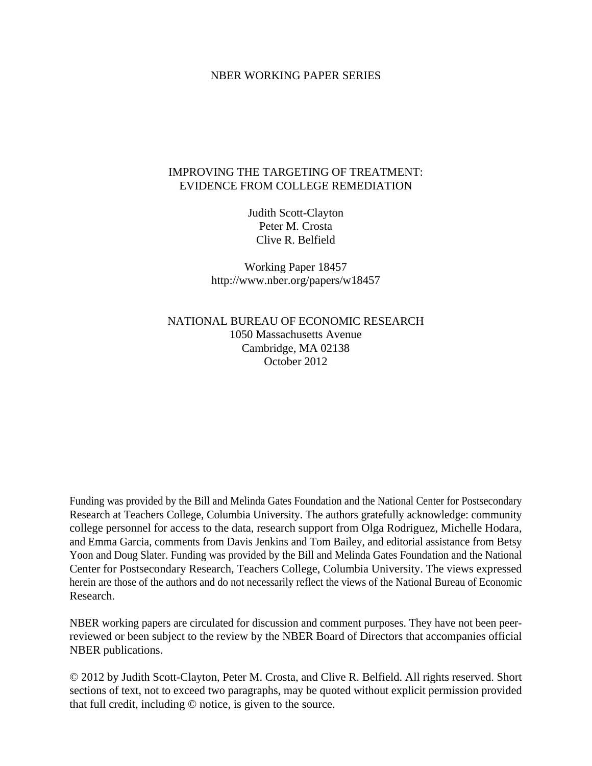NBER WORKING PAPER SERIES

# IMPROVING THE TARGETING OF TREATMENT: EVIDENCE FROM COLLEGE REMEDIATION

Judith Scott-Clayton
Peter M. Crosta
Clive R. Belfield

Working Paper 18457
http://www.nber.org/papers/w18457

NATIONAL BUREAU OF ECONOMIC RESEARCH
1050 Massachusetts Avenue
Cambridge, MA 02138
October 2012

Funding was provided by the Bill and Melinda Gates Foundation and the National Center for Postsecondary Research at Teachers College, Columbia University. The authors gratefully acknowledge: community college personnel for access to the data, research support from Olga Rodriguez, Michelle Hodara, and Emma Garcia, comments from Davis Jenkins and Tom Bailey, and editorial assistance from Betsy Yoon and Doug Slater. Funding was provided by the Bill and Melinda Gates Foundation and the National Center for Postsecondary Research, Teachers College, Columbia University. The views expressed herein are those of the authors and do not necessarily reflect the views of the National Bureau of Economic Research.

NBER working papers are circulated for discussion and comment purposes. They have not been peer-reviewed or been subject to the review by the NBER Board of Directors that accompanies official NBER publications.

© 2012 by Judith Scott-Clayton, Peter M. Crosta, and Clive R. Belfield. All rights reserved. Short sections of text, not to exceed two paragraphs, may be quoted without explicit permission provided that full credit, including © notice, is given to the source.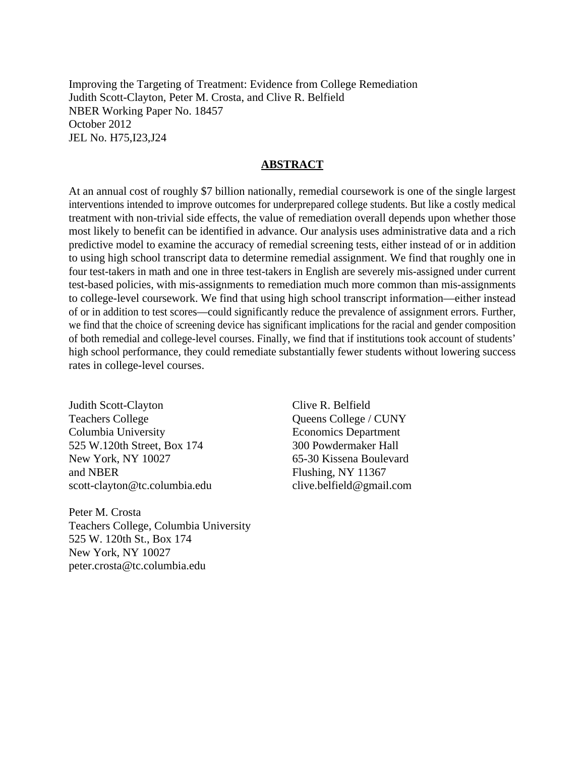Improving the Targeting of Treatment: Evidence from College Remediation
Judith Scott-Clayton, Peter M. Crosta, and Clive R. Belfield
NBER Working Paper No. 18457
October 2012
JEL No. H75,I23,J24

## ABSTRACT

At an annual cost of roughly $7 billion nationally, remedial coursework is one of the single largest interventions intended to improve outcomes for underprepared college students. But like a costly medical treatment with non-trivial side effects, the value of remediation overall depends upon whether those most likely to benefit can be identified in advance. Our analysis uses administrative data and a rich predictive model to examine the accuracy of remedial screening tests, either instead of or in addition to using high school transcript data to determine remedial assignment. We find that roughly one in four test-takers in math and one in three test-takers in English are severely mis-assigned under current test-based policies, with mis-assignments to remediation much more common than mis-assignments to college-level coursework. We find that using high school transcript information—either instead of or in addition to test scores—could significantly reduce the prevalence of assignment errors. Further, we find that the choice of screening device has significant implications for the racial and gender composition of both remedial and college-level courses. Finally, we find that if institutions took account of students' high school performance, they could remediate substantially fewer students without lowering success rates in college-level courses.

Judith Scott-Clayton
Teachers College
Columbia University
525 W.120th Street, Box 174
New York, NY 10027
and NBER
scott-clayton@tc.columbia.edu

Clive R. Belfield
Queens College / CUNY
Economics Department
300 Powdermaker Hall
65-30 Kissena Boulevard
Flushing, NY 11367
clive.belfield@gmail.com

Peter M. Crosta
Teachers College, Columbia University
525 W. 120th St., Box 174
New York, NY 10027
peter.crosta@tc.columbia.edu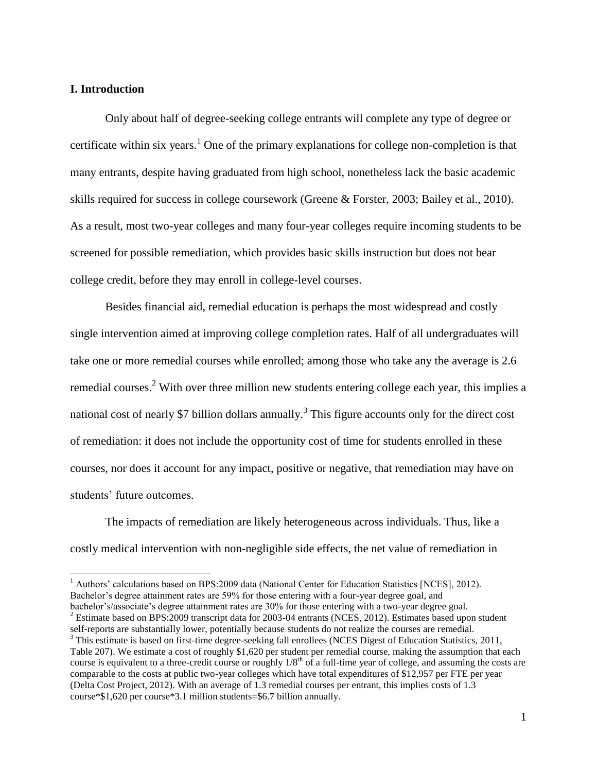## I. Introduction

Only about half of degree-seeking college entrants will complete any type of degree or certificate within six years.[1] One of the primary explanations for college non-completion is that many entrants, despite having graduated from high school, nonetheless lack the basic academic skills required for success in college coursework (Greene & Forster, 2003; Bailey et al., 2010). As a result, most two-year colleges and many four-year colleges require incoming students to be screened for possible remediation, which provides basic skills instruction but does not bear college credit, before they may enroll in college-level courses.

Besides financial aid, remedial education is perhaps the most widespread and costly single intervention aimed at improving college completion rates. Half of all undergraduates will take one or more remedial courses while enrolled; among those who take any the average is 2.6 remedial courses.[2] With over three million new students entering college each year, this implies a national cost of nearly $7 billion dollars annually.[3] This figure accounts only for the direct cost of remediation: it does not include the opportunity cost of time for students enrolled in these courses, nor does it account for any impact, positive or negative, that remediation may have on students' future outcomes.

The impacts of remediation are likely heterogeneous across individuals. Thus, like a costly medical intervention with non-negligible side effects, the net value of remediation in

---

[1] Authors' calculations based on BPS:2009 data (National Center for Education Statistics [NCES], 2012). Bachelor's degree attainment rates are 59% for those entering with a four-year degree goal, and bachelor's/associate's degree attainment rates are 30% for those entering with a two-year degree goal.

[2] Estimate based on BPS:2009 transcript data for 2003-04 entrants (NCES, 2012). Estimates based upon student self-reports are substantially lower, potentially because students do not realize the courses are remedial.

[3] This estimate is based on first-time degree-seeking fall enrollees (NCES Digest of Education Statistics, 2011, Table 207). We estimate a cost of roughly $1,620 per student per remedial course, making the assumption that each course is equivalent to a three-credit course or roughly $1/8^{th}$ of a full-time year of college, and assuming the costs are comparable to the costs at public two-year colleges which have total expenditures of $12,957 per FTE per year (Delta Cost Project, 2012). With an average of 1.3 remedial courses per entrant, this implies costs of 1.3 course*$1,620 per course*3.1 million students=$6.7 billion annually.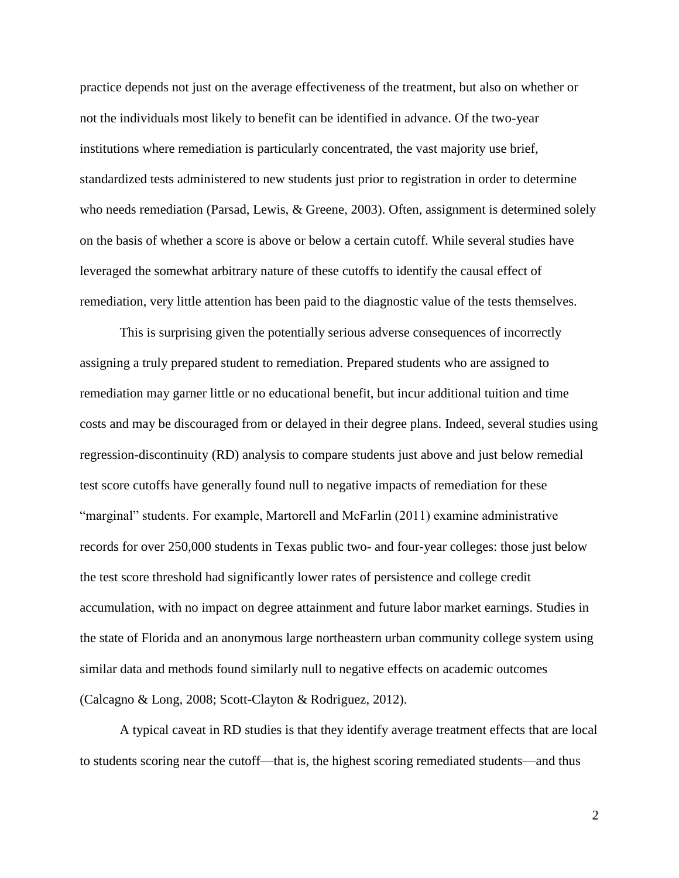practice depends not just on the average effectiveness of the treatment, but also on whether or not the individuals most likely to benefit can be identified in advance. Of the two-year institutions where remediation is particularly concentrated, the vast majority use brief, standardized tests administered to new students just prior to registration in order to determine who needs remediation (Parsad, Lewis, & Greene, 2003). Often, assignment is determined solely on the basis of whether a score is above or below a certain cutoff. While several studies have leveraged the somewhat arbitrary nature of these cutoffs to identify the causal effect of remediation, very little attention has been paid to the diagnostic value of the tests themselves.

This is surprising given the potentially serious adverse consequences of incorrectly assigning a truly prepared student to remediation. Prepared students who are assigned to remediation may garner little or no educational benefit, but incur additional tuition and time costs and may be discouraged from or delayed in their degree plans. Indeed, several studies using regression-discontinuity (RD) analysis to compare students just above and just below remedial test score cutoffs have generally found null to negative impacts of remediation for these "marginal" students. For example, Martorell and McFarlin (2011) examine administrative records for over 250,000 students in Texas public two- and four-year colleges: those just below the test score threshold had significantly lower rates of persistence and college credit accumulation, with no impact on degree attainment and future labor market earnings. Studies in the state of Florida and an anonymous large northeastern urban community college system using similar data and methods found similarly null to negative effects on academic outcomes (Calcagno & Long, 2008; Scott-Clayton & Rodriguez, 2012).

A typical caveat in RD studies is that they identify average treatment effects that are local to students scoring near the cutoff—that is, the highest scoring remediated students—and thus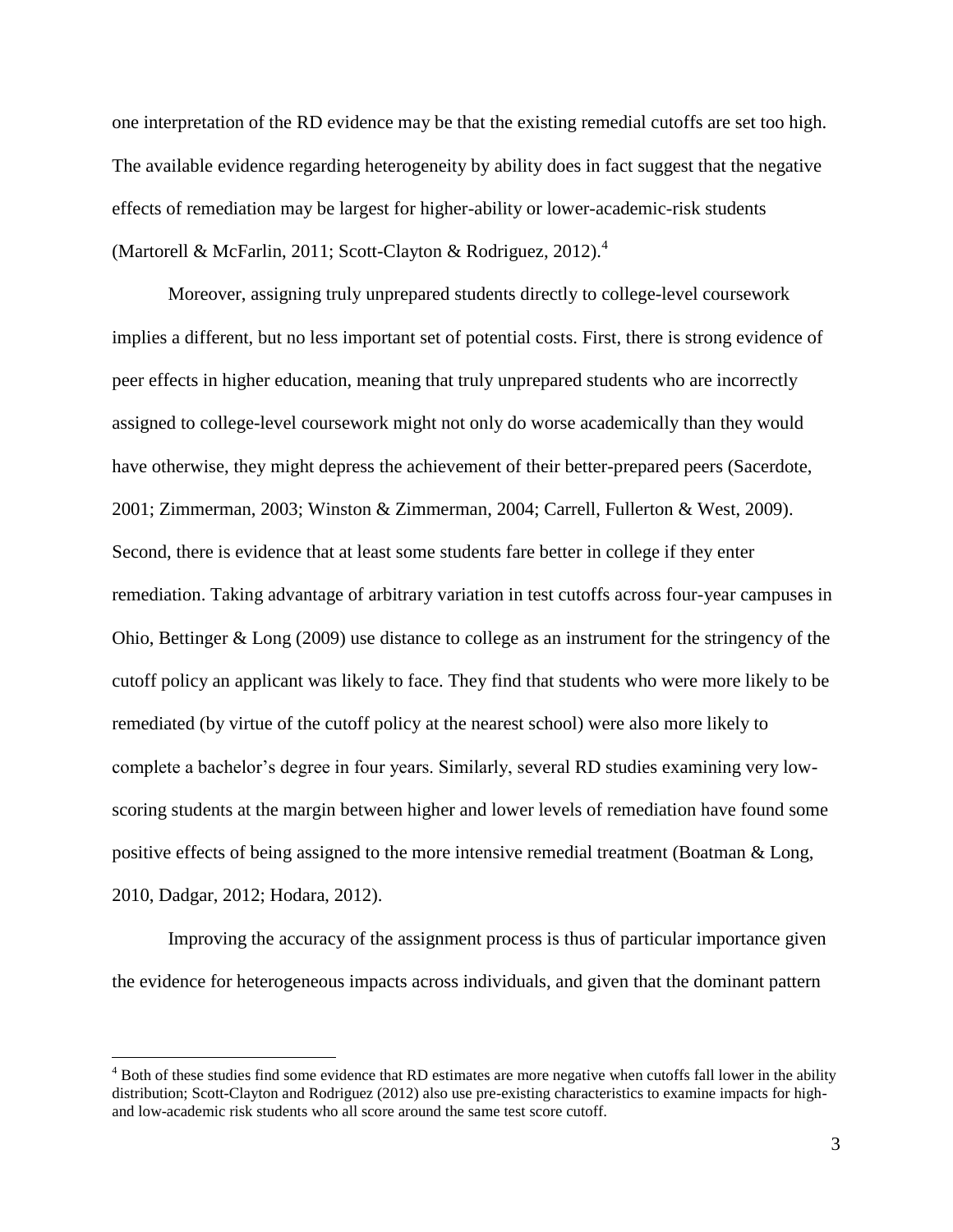one interpretation of the RD evidence may be that the existing remedial cutoffs are set too high. The available evidence regarding heterogeneity by ability does in fact suggest that the negative effects of remediation may be largest for higher-ability or lower-academic-risk students (Martorell & McFarlin, 2011; Scott-Clayton & Rodriguez, 2012).[4]

Moreover, assigning truly unprepared students directly to college-level coursework implies a different, but no less important set of potential costs. First, there is strong evidence of peer effects in higher education, meaning that truly unprepared students who are incorrectly assigned to college-level coursework might not only do worse academically than they would have otherwise, they might depress the achievement of their better-prepared peers (Sacerdote, 2001; Zimmerman, 2003; Winston & Zimmerman, 2004; Carrell, Fullerton & West, 2009). Second, there is evidence that at least some students fare better in college if they enter remediation. Taking advantage of arbitrary variation in test cutoffs across four-year campuses in Ohio, Bettinger & Long (2009) use distance to college as an instrument for the stringency of the cutoff policy an applicant was likely to face. They find that students who were more likely to be remediated (by virtue of the cutoff policy at the nearest school) were also more likely to complete a bachelor's degree in four years. Similarly, several RD studies examining very low-scoring students at the margin between higher and lower levels of remediation have found some positive effects of being assigned to the more intensive remedial treatment (Boatman & Long, 2010, Dadgar, 2012; Hodara, 2012).

Improving the accuracy of the assignment process is thus of particular importance given the evidence for heterogeneous impacts across individuals, and given that the dominant pattern

[4] Both of these studies find some evidence that RD estimates are more negative when cutoffs fall lower in the ability distribution; Scott-Clayton and Rodriguez (2012) also use pre-existing characteristics to examine impacts for high- and low-academic risk students who all score around the same test score cutoff.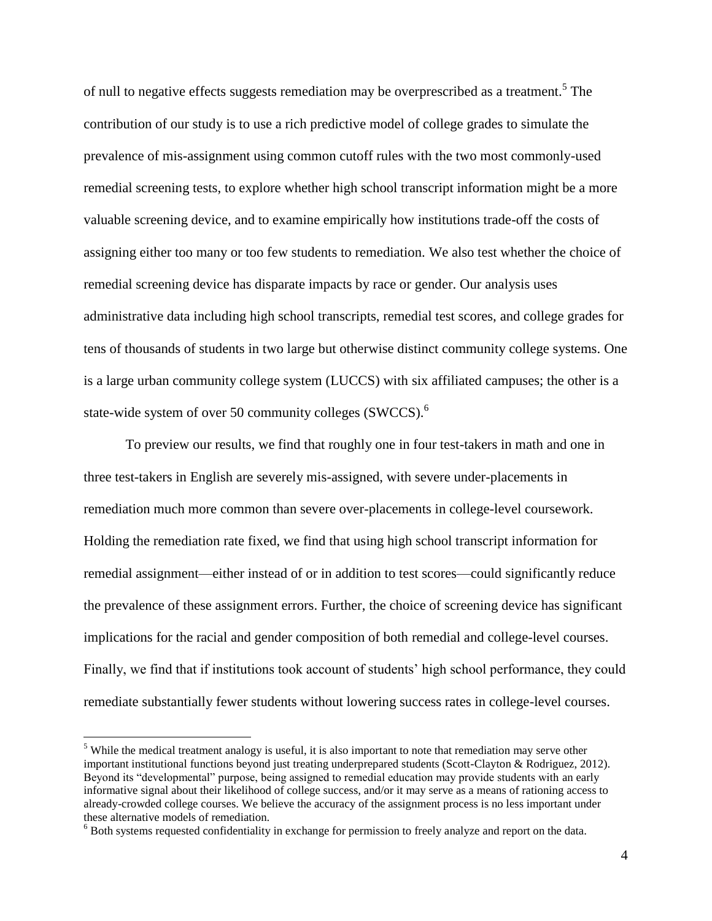of null to negative effects suggests remediation may be overprescribed as a treatment.[5] The contribution of our study is to use a rich predictive model of college grades to simulate the prevalence of mis-assignment using common cutoff rules with the two most commonly-used remedial screening tests, to explore whether high school transcript information might be a more valuable screening device, and to examine empirically how institutions trade-off the costs of assigning either too many or too few students to remediation. We also test whether the choice of remedial screening device has disparate impacts by race or gender. Our analysis uses administrative data including high school transcripts, remedial test scores, and college grades for tens of thousands of students in two large but otherwise distinct community college systems. One is a large urban community college system (LUCCS) with six affiliated campuses; the other is a state-wide system of over 50 community colleges (SWCCS).[6]

To preview our results, we find that roughly one in four test-takers in math and one in three test-takers in English are severely mis-assigned, with severe under-placements in remediation much more common than severe over-placements in college-level coursework. Holding the remediation rate fixed, we find that using high school transcript information for remedial assignment—either instead of or in addition to test scores—could significantly reduce the prevalence of these assignment errors. Further, the choice of screening device has significant implications for the racial and gender composition of both remedial and college-level courses. Finally, we find that if institutions took account of students' high school performance, they could remediate substantially fewer students without lowering success rates in college-level courses.

[5] While the medical treatment analogy is useful, it is also important to note that remediation may serve other important institutional functions beyond just treating underprepared students (Scott-Clayton & Rodriguez, 2012). Beyond its "developmental" purpose, being assigned to remedial education may provide students with an early informative signal about their likelihood of college success, and/or it may serve as a means of rationing access to already-crowded college courses. We believe the accuracy of the assignment process is no less important under these alternative models of remediation.

[6] Both systems requested confidentiality in exchange for permission to freely analyze and report on the data.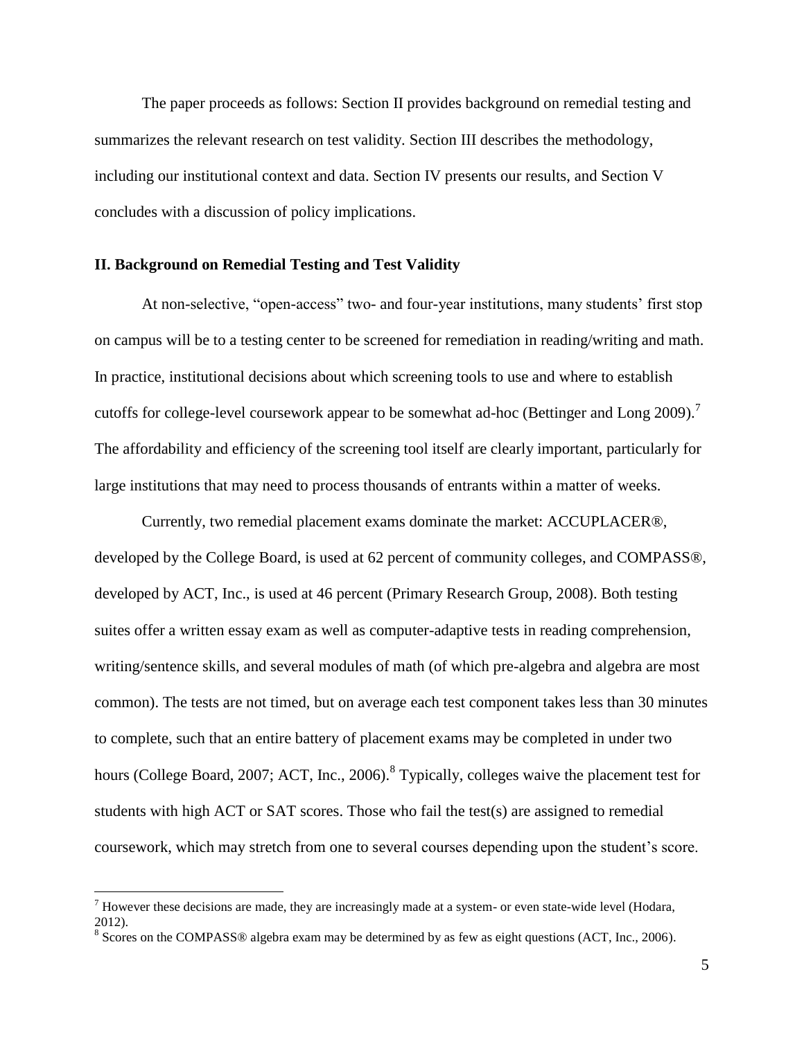The paper proceeds as follows: Section II provides background on remedial testing and summarizes the relevant research on test validity. Section III describes the methodology, including our institutional context and data. Section IV presents our results, and Section V concludes with a discussion of policy implications.

## II. Background on Remedial Testing and Test Validity

At non-selective, "open-access" two- and four-year institutions, many students' first stop on campus will be to a testing center to be screened for remediation in reading/writing and math. In practice, institutional decisions about which screening tools to use and where to establish cutoffs for college-level coursework appear to be somewhat ad-hoc (Bettinger and Long 2009).[7] The affordability and efficiency of the screening tool itself are clearly important, particularly for large institutions that may need to process thousands of entrants within a matter of weeks.

Currently, two remedial placement exams dominate the market: ACCUPLACER®, developed by the College Board, is used at 62 percent of community colleges, and COMPASS®, developed by ACT, Inc., is used at 46 percent (Primary Research Group, 2008). Both testing suites offer a written essay exam as well as computer-adaptive tests in reading comprehension, writing/sentence skills, and several modules of math (of which pre-algebra and algebra are most common). The tests are not timed, but on average each test component takes less than 30 minutes to complete, such that an entire battery of placement exams may be completed in under two hours (College Board, 2007; ACT, Inc., 2006).[8] Typically, colleges waive the placement test for students with high ACT or SAT scores. Those who fail the test(s) are assigned to remedial coursework, which may stretch from one to several courses depending upon the student's score.

[7] However these decisions are made, they are increasingly made at a system- or even state-wide level (Hodara, 2012).

[8] Scores on the COMPASS® algebra exam may be determined by as few as eight questions (ACT, Inc., 2006).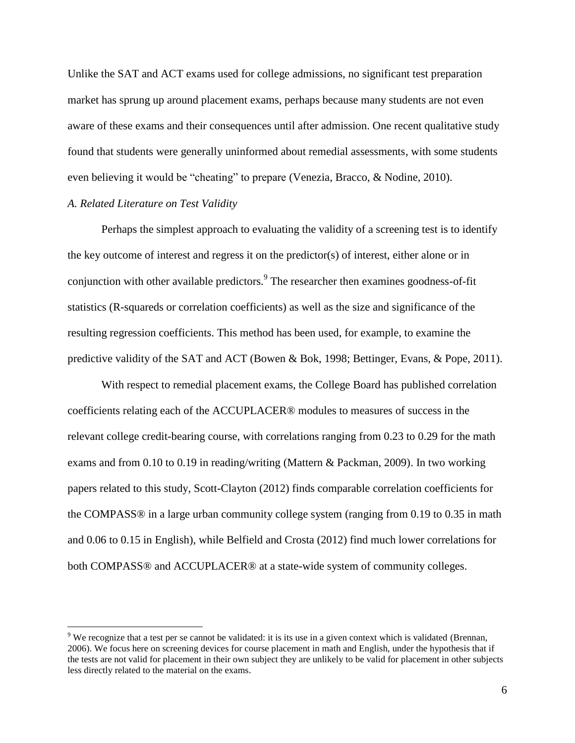Unlike the SAT and ACT exams used for college admissions, no significant test preparation market has sprung up around placement exams, perhaps because many students are not even aware of these exams and their consequences until after admission. One recent qualitative study found that students were generally uninformed about remedial assessments, with some students even believing it would be "cheating" to prepare (Venezia, Bracco, & Nodine, 2010).

### *A. Related Literature on Test Validity*

Perhaps the simplest approach to evaluating the validity of a screening test is to identify the key outcome of interest and regress it on the predictor(s) of interest, either alone or in conjunction with other available predictors.[9] The researcher then examines goodness-of-fit statistics (R-squareds or correlation coefficients) as well as the size and significance of the resulting regression coefficients. This method has been used, for example, to examine the predictive validity of the SAT and ACT (Bowen & Bok, 1998; Bettinger, Evans, & Pope, 2011).

With respect to remedial placement exams, the College Board has published correlation coefficients relating each of the ACCUPLACER® modules to measures of success in the relevant college credit-bearing course, with correlations ranging from 0.23 to 0.29 for the math exams and from 0.10 to 0.19 in reading/writing (Mattern & Packman, 2009). In two working papers related to this study, Scott-Clayton (2012) finds comparable correlation coefficients for the COMPASS® in a large urban community college system (ranging from 0.19 to 0.35 in math and 0.06 to 0.15 in English), while Belfield and Crosta (2012) find much lower correlations for both COMPASS® and ACCUPLACER® at a state-wide system of community colleges.

---

[9] We recognize that a test per se cannot be validated: it is its use in a given context which is validated (Brennan, 2006). We focus here on screening devices for course placement in math and English, under the hypothesis that if the tests are not valid for placement in their own subject they are unlikely to be valid for placement in other subjects less directly related to the material on the exams.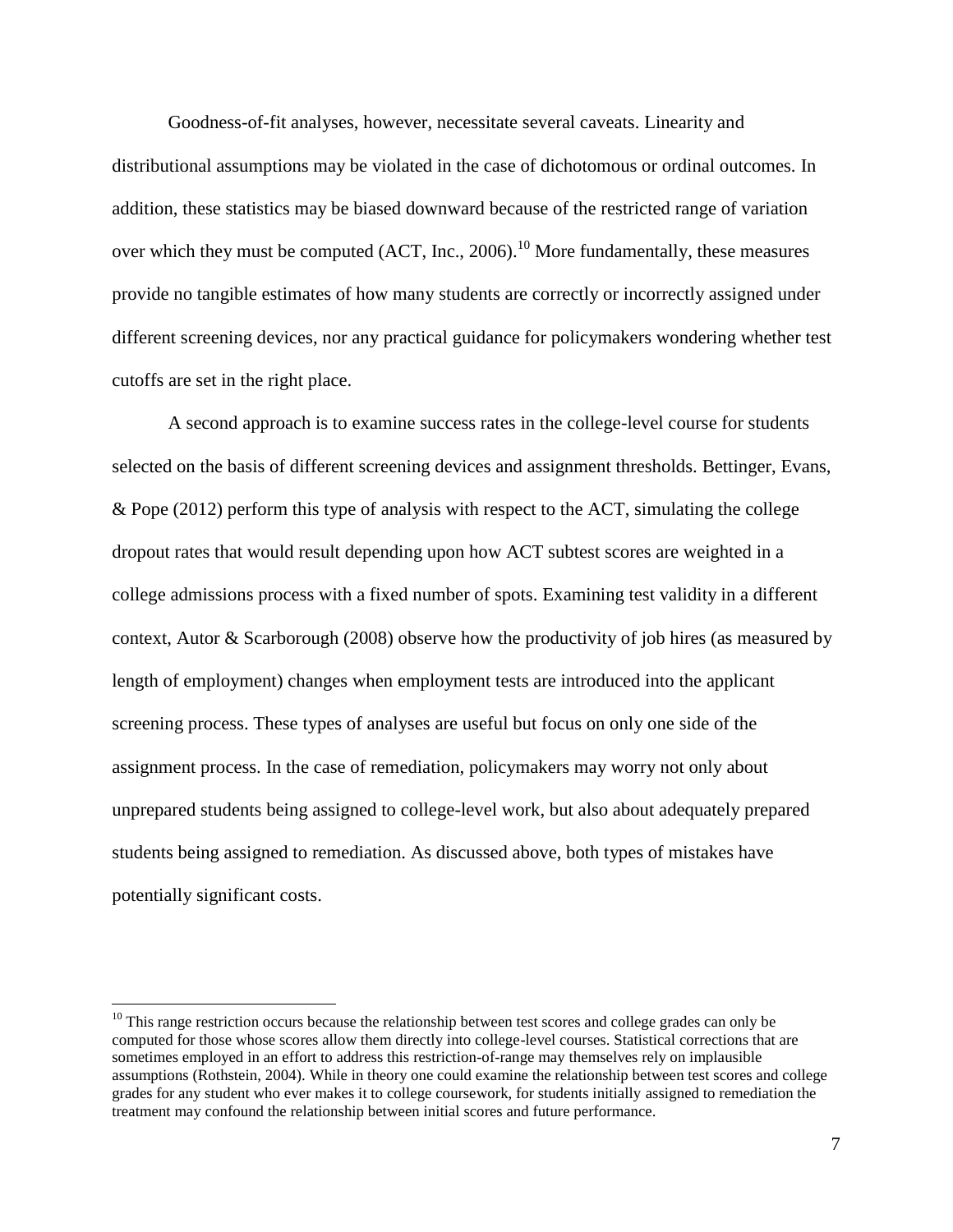Goodness-of-fit analyses, however, necessitate several caveats. Linearity and distributional assumptions may be violated in the case of dichotomous or ordinal outcomes. In addition, these statistics may be biased downward because of the restricted range of variation over which they must be computed (ACT, Inc., 2006).[10] More fundamentally, these measures provide no tangible estimates of how many students are correctly or incorrectly assigned under different screening devices, nor any practical guidance for policymakers wondering whether test cutoffs are set in the right place.

A second approach is to examine success rates in the college-level course for students selected on the basis of different screening devices and assignment thresholds. Bettinger, Evans, & Pope (2012) perform this type of analysis with respect to the ACT, simulating the college dropout rates that would result depending upon how ACT subtest scores are weighted in a college admissions process with a fixed number of spots. Examining test validity in a different context, Autor & Scarborough (2008) observe how the productivity of job hires (as measured by length of employment) changes when employment tests are introduced into the applicant screening process. These types of analyses are useful but focus on only one side of the assignment process. In the case of remediation, policymakers may worry not only about unprepared students being assigned to college-level work, but also about adequately prepared students being assigned to remediation. As discussed above, both types of mistakes have potentially significant costs.

[10] This range restriction occurs because the relationship between test scores and college grades can only be computed for those whose scores allow them directly into college-level courses. Statistical corrections that are sometimes employed in an effort to address this restriction-of-range may themselves rely on implausible assumptions (Rothstein, 2004). While in theory one could examine the relationship between test scores and college grades for any student who ever makes it to college coursework, for students initially assigned to remediation the treatment may confound the relationship between initial scores and future performance.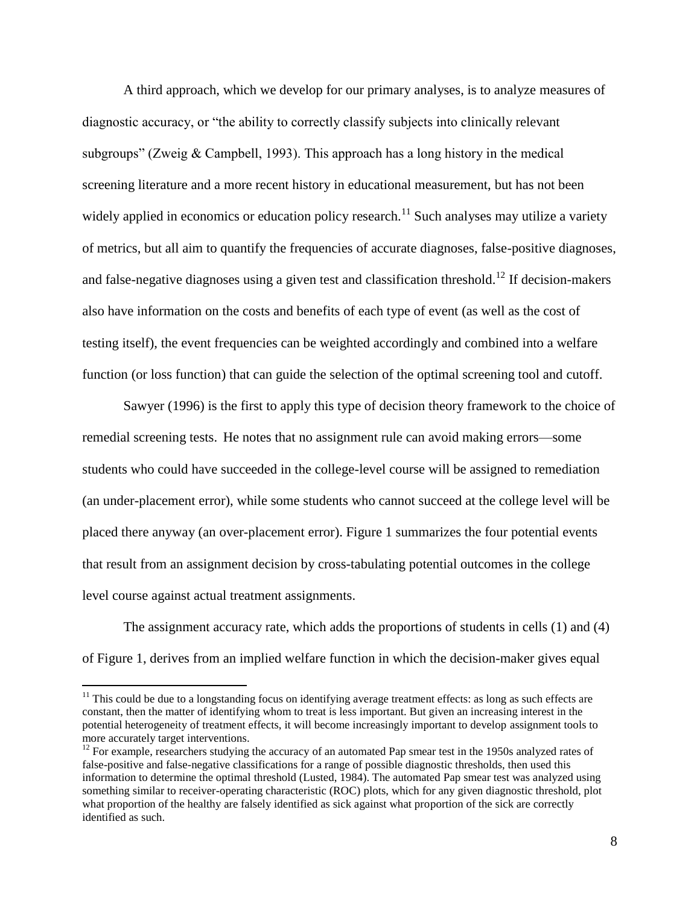A third approach, which we develop for our primary analyses, is to analyze measures of diagnostic accuracy, or "the ability to correctly classify subjects into clinically relevant subgroups" (Zweig & Campbell, 1993). This approach has a long history in the medical screening literature and a more recent history in educational measurement, but has not been widely applied in economics or education policy research.[11] Such analyses may utilize a variety of metrics, but all aim to quantify the frequencies of accurate diagnoses, false-positive diagnoses, and false-negative diagnoses using a given test and classification threshold.[12] If decision-makers also have information on the costs and benefits of each type of event (as well as the cost of testing itself), the event frequencies can be weighted accordingly and combined into a welfare function (or loss function) that can guide the selection of the optimal screening tool and cutoff.

Sawyer (1996) is the first to apply this type of decision theory framework to the choice of remedial screening tests. He notes that no assignment rule can avoid making errors—some students who could have succeeded in the college-level course will be assigned to remediation (an under-placement error), while some students who cannot succeed at the college level will be placed there anyway (an over-placement error). Figure 1 summarizes the four potential events that result from an assignment decision by cross-tabulating potential outcomes in the college level course against actual treatment assignments.

The assignment accuracy rate, which adds the proportions of students in cells (1) and (4) of Figure 1, derives from an implied welfare function in which the decision-maker gives equal

[11] This could be due to a longstanding focus on identifying average treatment effects: as long as such effects are constant, then the matter of identifying whom to treat is less important. But given an increasing interest in the potential heterogeneity of treatment effects, it will become increasingly important to develop assignment tools to more accurately target interventions.

[12] For example, researchers studying the accuracy of an automated Pap smear test in the 1950s analyzed rates of false-positive and false-negative classifications for a range of possible diagnostic thresholds, then used this information to determine the optimal threshold (Lusted, 1984). The automated Pap smear test was analyzed using something similar to receiver-operating characteristic (ROC) plots, which for any given diagnostic threshold, plot what proportion of the healthy are falsely identified as sick against what proportion of the sick are correctly identified as such.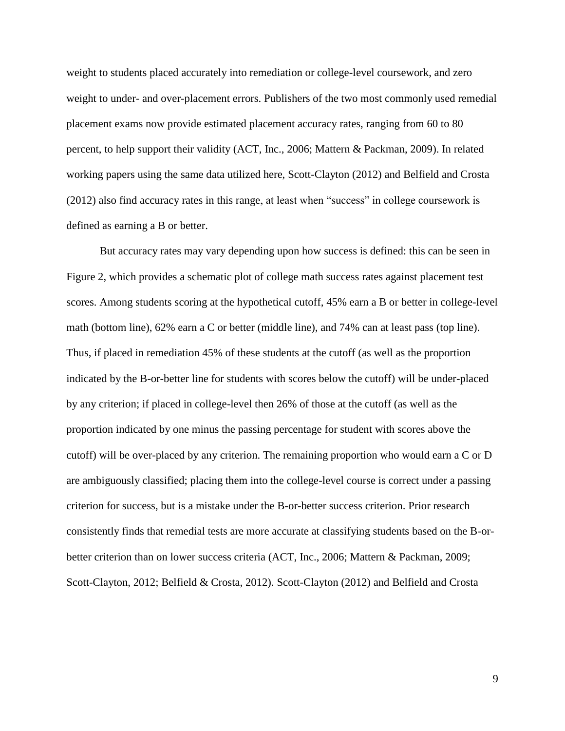weight to students placed accurately into remediation or college-level coursework, and zero weight to under- and over-placement errors. Publishers of the two most commonly used remedial placement exams now provide estimated placement accuracy rates, ranging from 60 to 80 percent, to help support their validity (ACT, Inc., 2006; Mattern & Packman, 2009). In related working papers using the same data utilized here, Scott-Clayton (2012) and Belfield and Crosta (2012) also find accuracy rates in this range, at least when "success" in college coursework is defined as earning a B or better.

But accuracy rates may vary depending upon how success is defined: this can be seen in Figure 2, which provides a schematic plot of college math success rates against placement test scores. Among students scoring at the hypothetical cutoff, 45% earn a B or better in college-level math (bottom line), 62% earn a C or better (middle line), and 74% can at least pass (top line). Thus, if placed in remediation 45% of these students at the cutoff (as well as the proportion indicated by the B-or-better line for students with scores below the cutoff) will be under-placed by any criterion; if placed in college-level then 26% of those at the cutoff (as well as the proportion indicated by one minus the passing percentage for student with scores above the cutoff) will be over-placed by any criterion. The remaining proportion who would earn a C or D are ambiguously classified; placing them into the college-level course is correct under a passing criterion for success, but is a mistake under the B-or-better success criterion. Prior research consistently finds that remedial tests are more accurate at classifying students based on the B-or-better criterion than on lower success criteria (ACT, Inc., 2006; Mattern & Packman, 2009; Scott-Clayton, 2012; Belfield & Crosta, 2012). Scott-Clayton (2012) and Belfield and Crosta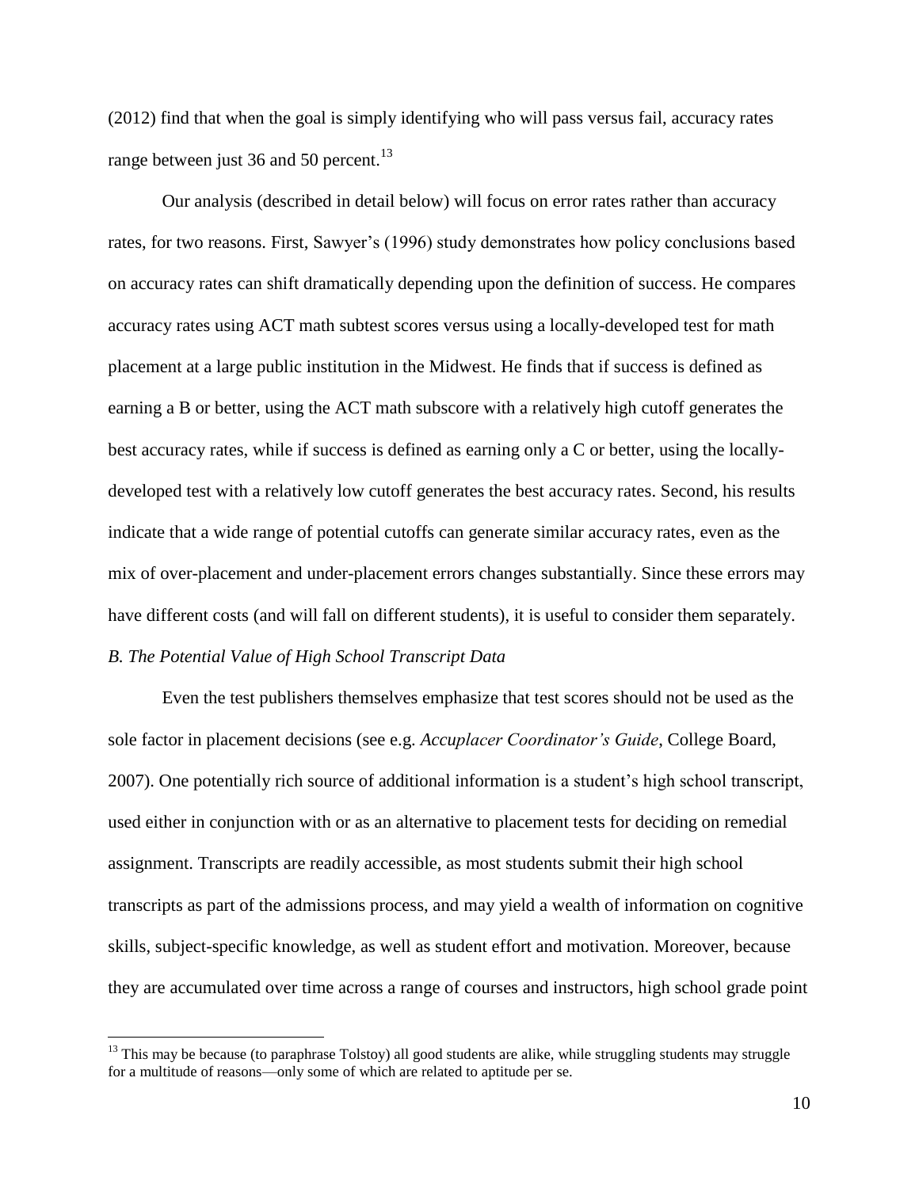(2012) find that when the goal is simply identifying who will pass versus fail, accuracy rates range between just 36 and 50 percent.[13]

Our analysis (described in detail below) will focus on error rates rather than accuracy rates, for two reasons. First, Sawyer's (1996) study demonstrates how policy conclusions based on accuracy rates can shift dramatically depending upon the definition of success. He compares accuracy rates using ACT math subtest scores versus using a locally-developed test for math placement at a large public institution in the Midwest. He finds that if success is defined as earning a B or better, using the ACT math subscore with a relatively high cutoff generates the best accuracy rates, while if success is defined as earning only a C or better, using the locally-developed test with a relatively low cutoff generates the best accuracy rates. Second, his results indicate that a wide range of potential cutoffs can generate similar accuracy rates, even as the mix of over-placement and under-placement errors changes substantially. Since these errors may have different costs (and will fall on different students), it is useful to consider them separately.

### *B. The Potential Value of High School Transcript Data*

Even the test publishers themselves emphasize that test scores should not be used as the sole factor in placement decisions (see e.g. *Accuplacer Coordinator's Guide*, College Board, 2007). One potentially rich source of additional information is a student's high school transcript, used either in conjunction with or as an alternative to placement tests for deciding on remedial assignment. Transcripts are readily accessible, as most students submit their high school transcripts as part of the admissions process, and may yield a wealth of information on cognitive skills, subject-specific knowledge, as well as student effort and motivation. Moreover, because they are accumulated over time across a range of courses and instructors, high school grade point

---

[13] This may be because (to paraphrase Tolstoy) all good students are alike, while struggling students may struggle for a multitude of reasons—only some of which are related to aptitude per se.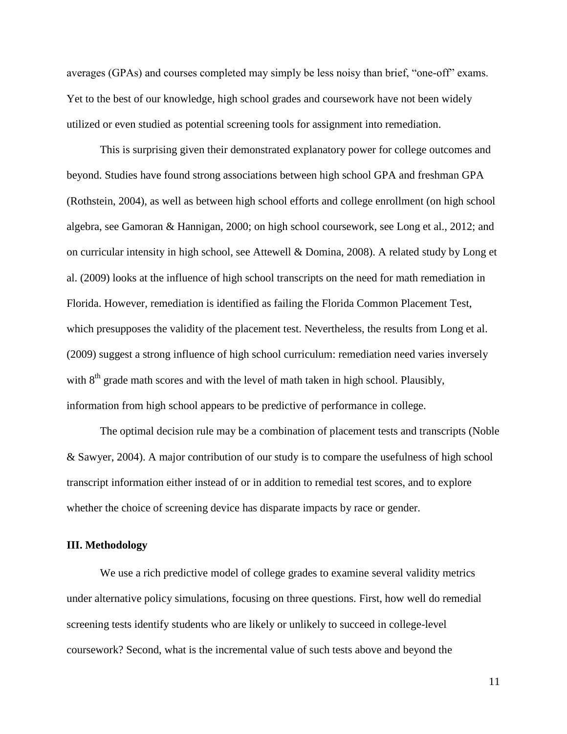averages (GPAs) and courses completed may simply be less noisy than brief, "one-off" exams. Yet to the best of our knowledge, high school grades and coursework have not been widely utilized or even studied as potential screening tools for assignment into remediation.

This is surprising given their demonstrated explanatory power for college outcomes and beyond. Studies have found strong associations between high school GPA and freshman GPA (Rothstein, 2004), as well as between high school efforts and college enrollment (on high school algebra, see Gamoran & Hannigan, 2000; on high school coursework, see Long et al., 2012; and on curricular intensity in high school, see Attewell & Domina, 2008). A related study by Long et al. (2009) looks at the influence of high school transcripts on the need for math remediation in Florida. However, remediation is identified as failing the Florida Common Placement Test, which presupposes the validity of the placement test. Nevertheless, the results from Long et al. (2009) suggest a strong influence of high school curriculum: remediation need varies inversely with 8th grade math scores and with the level of math taken in high school. Plausibly, information from high school appears to be predictive of performance in college.

The optimal decision rule may be a combination of placement tests and transcripts (Noble & Sawyer, 2004). A major contribution of our study is to compare the usefulness of high school transcript information either instead of or in addition to remedial test scores, and to explore whether the choice of screening device has disparate impacts by race or gender.

## III. Methodology

We use a rich predictive model of college grades to examine several validity metrics under alternative policy simulations, focusing on three questions. First, how well do remedial screening tests identify students who are likely or unlikely to succeed in college-level coursework? Second, what is the incremental value of such tests above and beyond the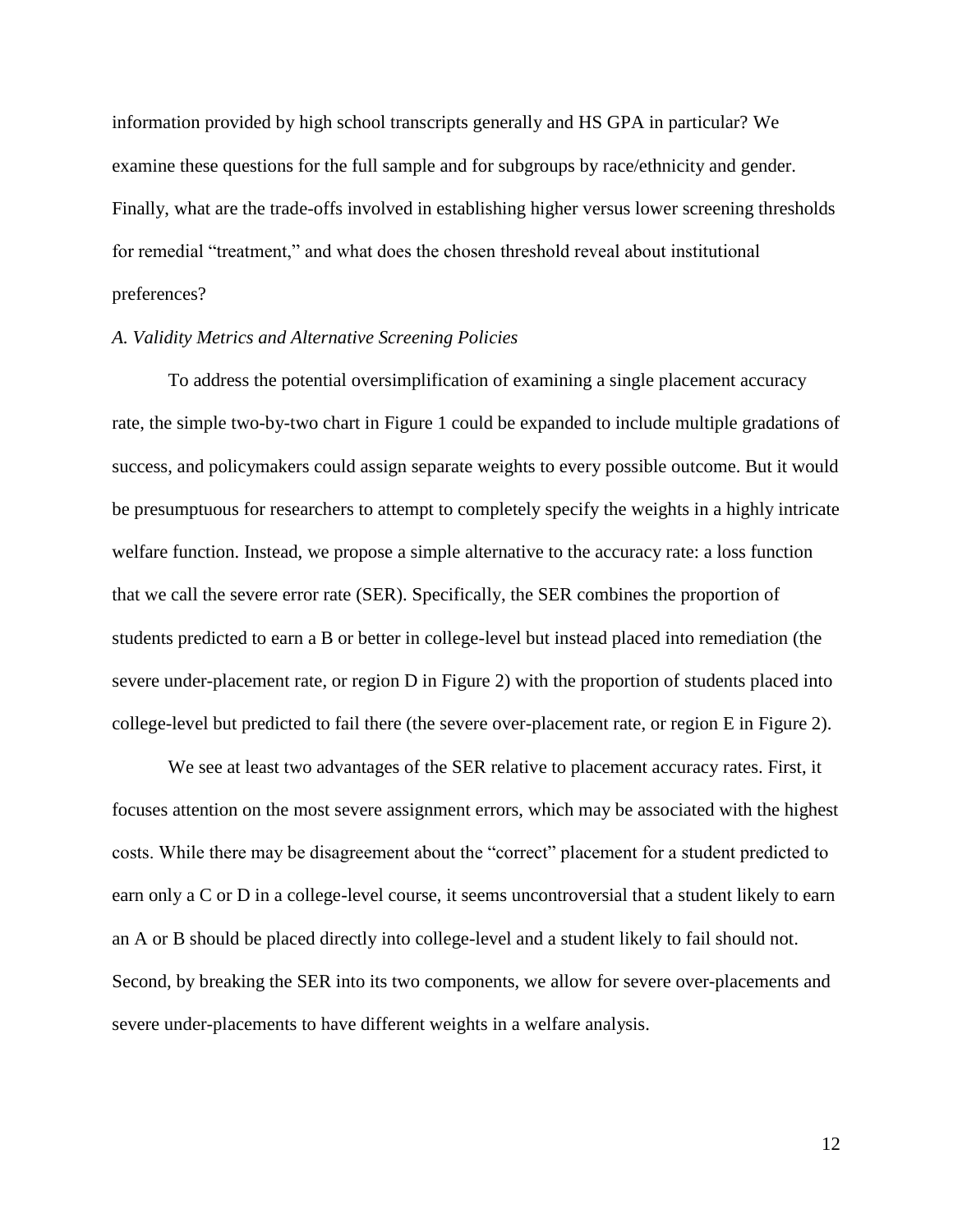information provided by high school transcripts generally and HS GPA in particular? We examine these questions for the full sample and for subgroups by race/ethnicity and gender. Finally, what are the trade-offs involved in establishing higher versus lower screening thresholds for remedial "treatment," and what does the chosen threshold reveal about institutional preferences?

### *A. Validity Metrics and Alternative Screening Policies*

To address the potential oversimplification of examining a single placement accuracy rate, the simple two-by-two chart in Figure 1 could be expanded to include multiple gradations of success, and policymakers could assign separate weights to every possible outcome. But it would be presumptuous for researchers to attempt to completely specify the weights in a highly intricate welfare function. Instead, we propose a simple alternative to the accuracy rate: a loss function that we call the severe error rate (SER). Specifically, the SER combines the proportion of students predicted to earn a B or better in college-level but instead placed into remediation (the severe under-placement rate, or region D in Figure 2) with the proportion of students placed into college-level but predicted to fail there (the severe over-placement rate, or region E in Figure 2).

We see at least two advantages of the SER relative to placement accuracy rates. First, it focuses attention on the most severe assignment errors, which may be associated with the highest costs. While there may be disagreement about the "correct" placement for a student predicted to earn only a C or D in a college-level course, it seems uncontroversial that a student likely to earn an A or B should be placed directly into college-level and a student likely to fail should not. Second, by breaking the SER into its two components, we allow for severe over-placements and severe under-placements to have different weights in a welfare analysis.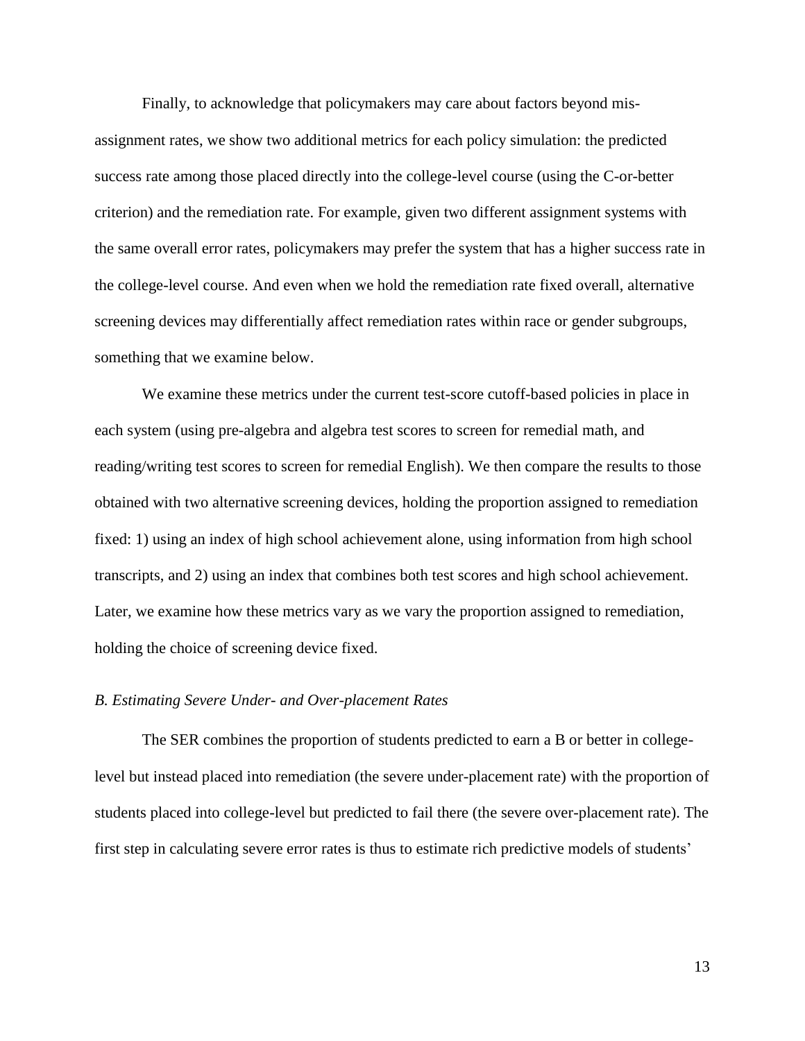Finally, to acknowledge that policymakers may care about factors beyond mis-assignment rates, we show two additional metrics for each policy simulation: the predicted success rate among those placed directly into the college-level course (using the C-or-better criterion) and the remediation rate. For example, given two different assignment systems with the same overall error rates, policymakers may prefer the system that has a higher success rate in the college-level course. And even when we hold the remediation rate fixed overall, alternative screening devices may differentially affect remediation rates within race or gender subgroups, something that we examine below.

We examine these metrics under the current test-score cutoff-based policies in place in each system (using pre-algebra and algebra test scores to screen for remedial math, and reading/writing test scores to screen for remedial English). We then compare the results to those obtained with two alternative screening devices, holding the proportion assigned to remediation fixed: 1) using an index of high school achievement alone, using information from high school transcripts, and 2) using an index that combines both test scores and high school achievement. Later, we examine how these metrics vary as we vary the proportion assigned to remediation, holding the choice of screening device fixed.

### *B. Estimating Severe Under- and Over-placement Rates*

The SER combines the proportion of students predicted to earn a B or better in college-level but instead placed into remediation (the severe under-placement rate) with the proportion of students placed into college-level but predicted to fail there (the severe over-placement rate). The first step in calculating severe error rates is thus to estimate rich predictive models of students'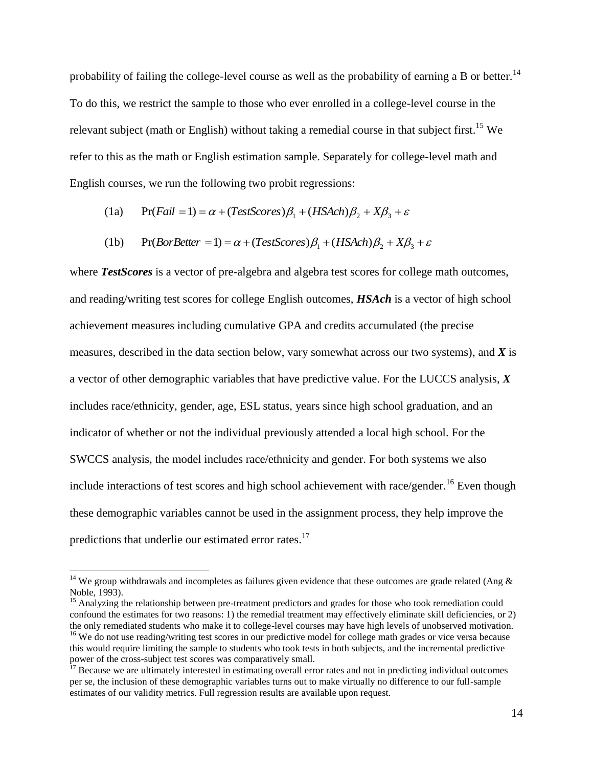probability of failing the college-level course as well as the probability of earning a B or better.[14] To do this, we restrict the sample to those who ever enrolled in a college-level course in the relevant subject (math or English) without taking a remedial course in that subject first.[15] We refer to this as the math or English estimation sample. Separately for college-level math and English courses, we run the following two probit regressions:

$$\text{(1a)} \qquad \Pr(Fail = 1) = \alpha + (TestScores)\beta_1 + (HSAch)\beta_2 + X\beta_3 + \varepsilon$$

$$\text{(1b)} \qquad \Pr(BorBetter = 1) = \alpha + (TestScores)\beta_1 + (HSAch)\beta_2 + X\beta_3 + \varepsilon$$

where ***TestScores*** is a vector of pre-algebra and algebra test scores for college math outcomes, and reading/writing test scores for college English outcomes, ***HSAch*** is a vector of high school achievement measures including cumulative GPA and credits accumulated (the precise measures, described in the data section below, vary somewhat across our two systems), and ***X*** is a vector of other demographic variables that have predictive value. For the LUCCS analysis, ***X*** includes race/ethnicity, gender, age, ESL status, years since high school graduation, and an indicator of whether or not the individual previously attended a local high school. For the SWCCS analysis, the model includes race/ethnicity and gender. For both systems we also include interactions of test scores and high school achievement with race/gender.[16] Even though these demographic variables cannot be used in the assignment process, they help improve the predictions that underlie our estimated error rates.[17]

---

[14] We group withdrawals and incompletes as failures given evidence that these outcomes are grade related (Ang & Noble, 1993).

[15] Analyzing the relationship between pre-treatment predictors and grades for those who took remediation could confound the estimates for two reasons: 1) the remedial treatment may effectively eliminate skill deficiencies, or 2) the only remediated students who make it to college-level courses may have high levels of unobserved motivation.

[16] We do not use reading/writing test scores in our predictive model for college math grades or vice versa because this would require limiting the sample to students who took tests in both subjects, and the incremental predictive power of the cross-subject test scores was comparatively small.

[17] Because we are ultimately interested in estimating overall error rates and not in predicting individual outcomes per se, the inclusion of these demographic variables turns out to make virtually no difference to our full-sample estimates of our validity metrics. Full regression results are available upon request.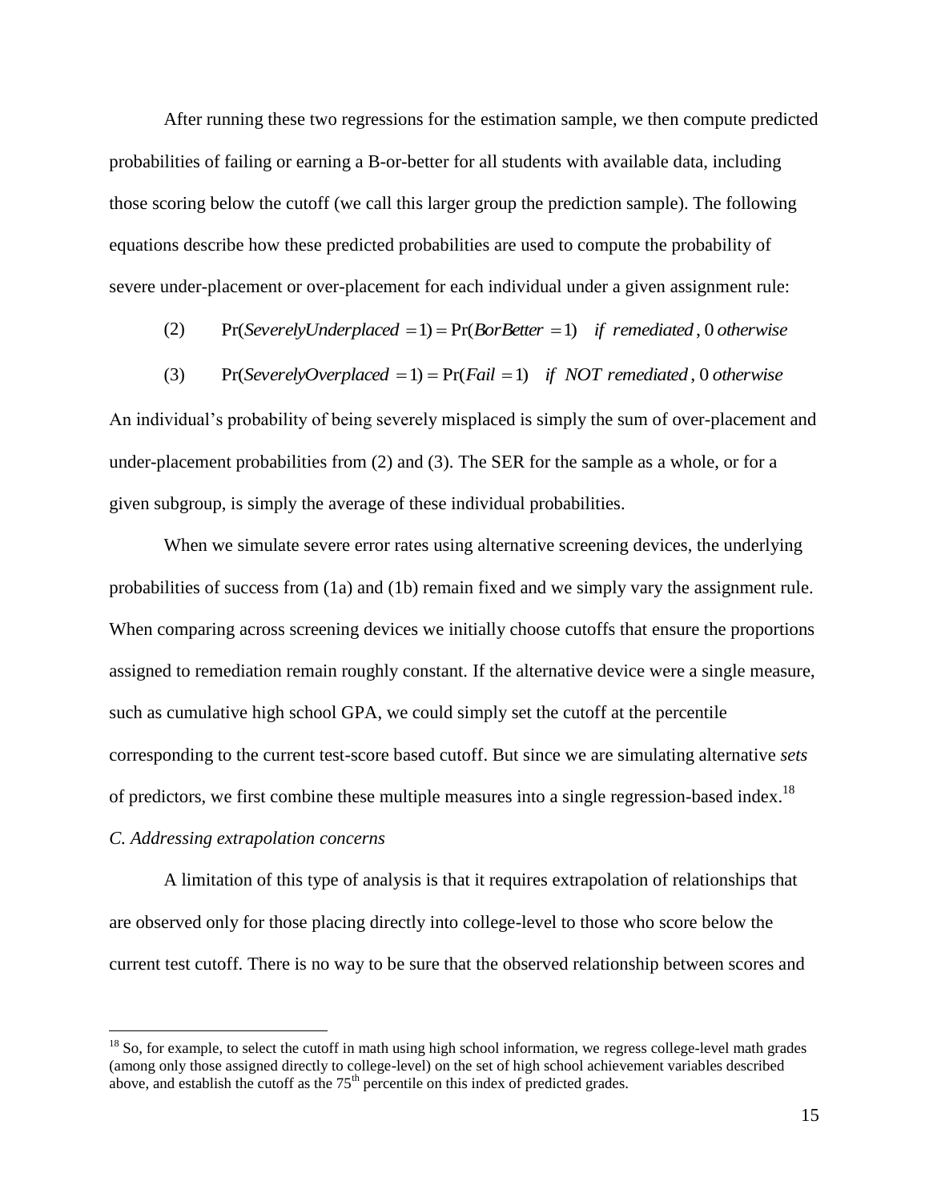After running these two regressions for the estimation sample, we then compute predicted probabilities of failing or earning a B-or-better for all students with available data, including those scoring below the cutoff (we call this larger group the prediction sample). The following equations describe how these predicted probabilities are used to compute the probability of severe under-placement or over-placement for each individual under a given assignment rule:

$$\text{(2)} \qquad \Pr(SeverelyUnderplaced = 1) = \Pr(BorBetter = 1) \quad \textit{if remediated}, \; 0 \; \textit{otherwise}$$

$$\text{(3)} \qquad \Pr(SeverelyOverplaced = 1) = \Pr(Fail = 1) \quad \textit{if NOT remediated}, \; 0 \; \textit{otherwise}$$

An individual's probability of being severely misplaced is simply the sum of over-placement and under-placement probabilities from (2) and (3). The SER for the sample as a whole, or for a given subgroup, is simply the average of these individual probabilities.

When we simulate severe error rates using alternative screening devices, the underlying probabilities of success from (1a) and (1b) remain fixed and we simply vary the assignment rule. When comparing across screening devices we initially choose cutoffs that ensure the proportions assigned to remediation remain roughly constant. If the alternative device were a single measure, such as cumulative high school GPA, we could simply set the cutoff at the percentile corresponding to the current test-score based cutoff. But since we are simulating alternative *sets* of predictors, we first combine these multiple measures into a single regression-based index.[18]

*C. Addressing extrapolation concerns*

A limitation of this type of analysis is that it requires extrapolation of relationships that are observed only for those placing directly into college-level to those who score below the current test cutoff. There is no way to be sure that the observed relationship between scores and

[18] So, for example, to select the cutoff in math using high school information, we regress college-level math grades (among only those assigned directly to college-level) on the set of high school achievement variables described above, and establish the cutoff as the 75th percentile on this index of predicted grades.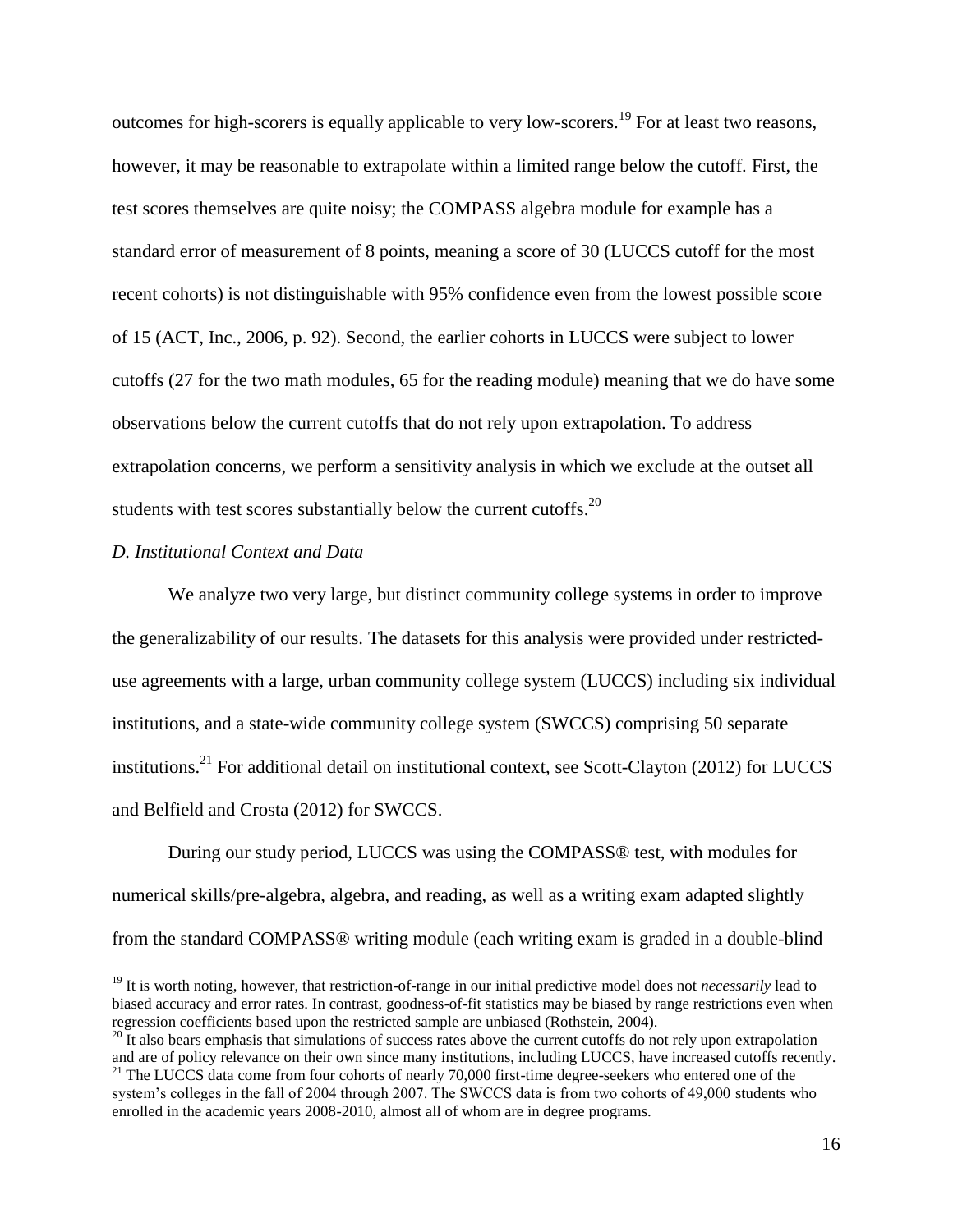outcomes for high-scorers is equally applicable to very low-scorers.[19] For at least two reasons, however, it may be reasonable to extrapolate within a limited range below the cutoff. First, the test scores themselves are quite noisy; the COMPASS algebra module for example has a standard error of measurement of 8 points, meaning a score of 30 (LUCCS cutoff for the most recent cohorts) is not distinguishable with 95% confidence even from the lowest possible score of 15 (ACT, Inc., 2006, p. 92). Second, the earlier cohorts in LUCCS were subject to lower cutoffs (27 for the two math modules, 65 for the reading module) meaning that we do have some observations below the current cutoffs that do not rely upon extrapolation. To address extrapolation concerns, we perform a sensitivity analysis in which we exclude at the outset all students with test scores substantially below the current cutoffs.[20]

### *D. Institutional Context and Data*

We analyze two very large, but distinct community college systems in order to improve the generalizability of our results. The datasets for this analysis were provided under restricted-use agreements with a large, urban community college system (LUCCS) including six individual institutions, and a state-wide community college system (SWCCS) comprising 50 separate institutions.[21] For additional detail on institutional context, see Scott-Clayton (2012) for LUCCS and Belfield and Crosta (2012) for SWCCS.

During our study period, LUCCS was using the COMPASS® test, with modules for numerical skills/pre-algebra, algebra, and reading, as well as a writing exam adapted slightly from the standard COMPASS® writing module (each writing exam is graded in a double-blind

---

[19] It is worth noting, however, that restriction-of-range in our initial predictive model does not *necessarily* lead to biased accuracy and error rates. In contrast, goodness-of-fit statistics may be biased by range restrictions even when regression coefficients based upon the restricted sample are unbiased (Rothstein, 2004).

[20] It also bears emphasis that simulations of success rates above the current cutoffs do not rely upon extrapolation and are of policy relevance on their own since many institutions, including LUCCS, have increased cutoffs recently.

[21] The LUCCS data come from four cohorts of nearly 70,000 first-time degree-seekers who entered one of the system's colleges in the fall of 2004 through 2007. The SWCCS data is from two cohorts of 49,000 students who enrolled in the academic years 2008-2010, almost all of whom are in degree programs.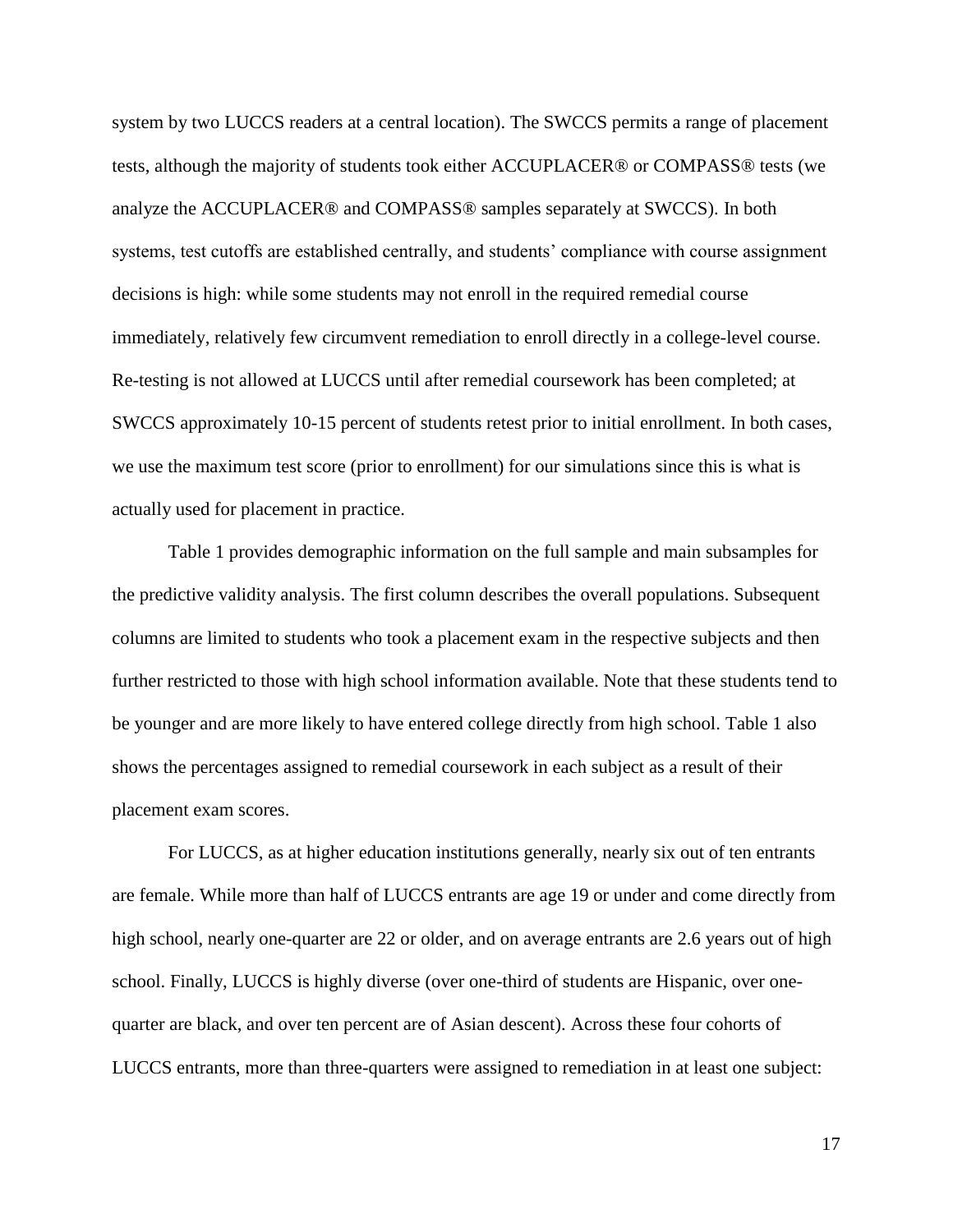system by two LUCCS readers at a central location). The SWCCS permits a range of placement tests, although the majority of students took either ACCUPLACER® or COMPASS® tests (we analyze the ACCUPLACER® and COMPASS® samples separately at SWCCS). In both systems, test cutoffs are established centrally, and students' compliance with course assignment decisions is high: while some students may not enroll in the required remedial course immediately, relatively few circumvent remediation to enroll directly in a college-level course. Re-testing is not allowed at LUCCS until after remedial coursework has been completed; at SWCCS approximately 10-15 percent of students retest prior to initial enrollment. In both cases, we use the maximum test score (prior to enrollment) for our simulations since this is what is actually used for placement in practice.

Table 1 provides demographic information on the full sample and main subsamples for the predictive validity analysis. The first column describes the overall populations. Subsequent columns are limited to students who took a placement exam in the respective subjects and then further restricted to those with high school information available. Note that these students tend to be younger and are more likely to have entered college directly from high school. Table 1 also shows the percentages assigned to remedial coursework in each subject as a result of their placement exam scores.

For LUCCS, as at higher education institutions generally, nearly six out of ten entrants are female. While more than half of LUCCS entrants are age 19 or under and come directly from high school, nearly one-quarter are 22 or older, and on average entrants are 2.6 years out of high school. Finally, LUCCS is highly diverse (over one-third of students are Hispanic, over one-quarter are black, and over ten percent are of Asian descent). Across these four cohorts of LUCCS entrants, more than three-quarters were assigned to remediation in at least one subject: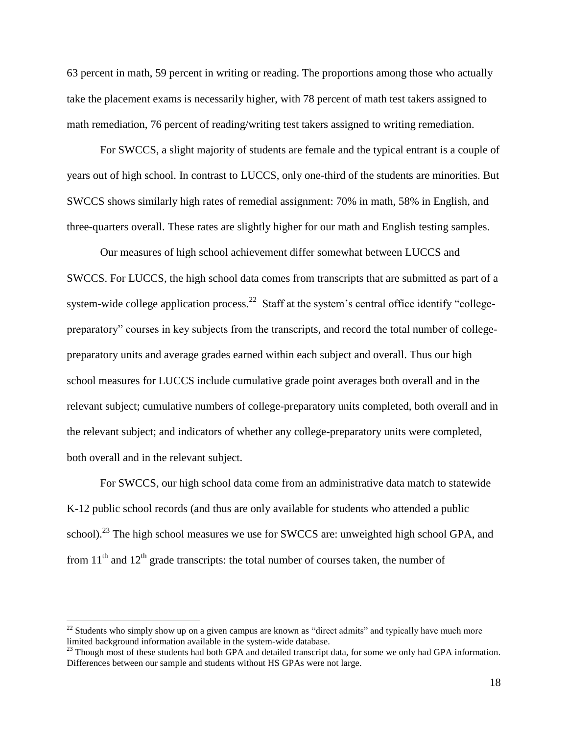63 percent in math, 59 percent in writing or reading. The proportions among those who actually take the placement exams is necessarily higher, with 78 percent of math test takers assigned to math remediation, 76 percent of reading/writing test takers assigned to writing remediation.

For SWCCS, a slight majority of students are female and the typical entrant is a couple of years out of high school. In contrast to LUCCS, only one-third of the students are minorities. But SWCCS shows similarly high rates of remedial assignment: 70% in math, 58% in English, and three-quarters overall. These rates are slightly higher for our math and English testing samples.

Our measures of high school achievement differ somewhat between LUCCS and SWCCS. For LUCCS, the high school data comes from transcripts that are submitted as part of a system-wide college application process.[22] Staff at the system's central office identify "college-preparatory" courses in key subjects from the transcripts, and record the total number of college-preparatory units and average grades earned within each subject and overall. Thus our high school measures for LUCCS include cumulative grade point averages both overall and in the relevant subject; cumulative numbers of college-preparatory units completed, both overall and in the relevant subject; and indicators of whether any college-preparatory units were completed, both overall and in the relevant subject.

For SWCCS, our high school data come from an administrative data match to statewide K-12 public school records (and thus are only available for students who attended a public school).[23] The high school measures we use for SWCCS are: unweighted high school GPA, and from 11th and 12th grade transcripts: the total number of courses taken, the number of

[22] Students who simply show up on a given campus are known as "direct admits" and typically have much more limited background information available in the system-wide database.

[23] Though most of these students had both GPA and detailed transcript data, for some we only had GPA information. Differences between our sample and students without HS GPAs were not large.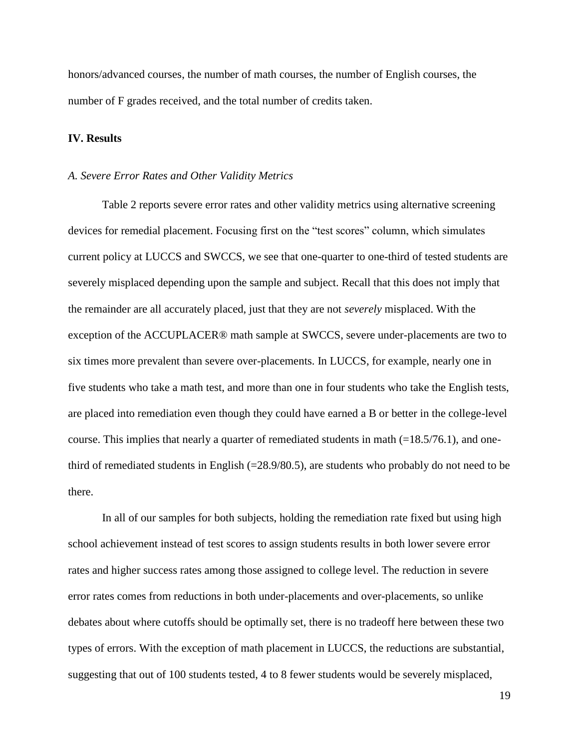honors/advanced courses, the number of math courses, the number of English courses, the number of F grades received, and the total number of credits taken.

## IV. Results

### *A. Severe Error Rates and Other Validity Metrics*

Table 2 reports severe error rates and other validity metrics using alternative screening devices for remedial placement. Focusing first on the "test scores" column, which simulates current policy at LUCCS and SWCCS, we see that one-quarter to one-third of tested students are severely misplaced depending upon the sample and subject. Recall that this does not imply that the remainder are all accurately placed, just that they are not *severely* misplaced. With the exception of the ACCUPLACER® math sample at SWCCS, severe under-placements are two to six times more prevalent than severe over-placements. In LUCCS, for example, nearly one in five students who take a math test, and more than one in four students who take the English tests, are placed into remediation even though they could have earned a B or better in the college-level course. This implies that nearly a quarter of remediated students in math (=18.5/76.1), and one-third of remediated students in English (=28.9/80.5), are students who probably do not need to be there.

In all of our samples for both subjects, holding the remediation rate fixed but using high school achievement instead of test scores to assign students results in both lower severe error rates and higher success rates among those assigned to college level. The reduction in severe error rates comes from reductions in both under-placements and over-placements, so unlike debates about where cutoffs should be optimally set, there is no tradeoff here between these two types of errors. With the exception of math placement in LUCCS, the reductions are substantial, suggesting that out of 100 students tested, 4 to 8 fewer students would be severely misplaced,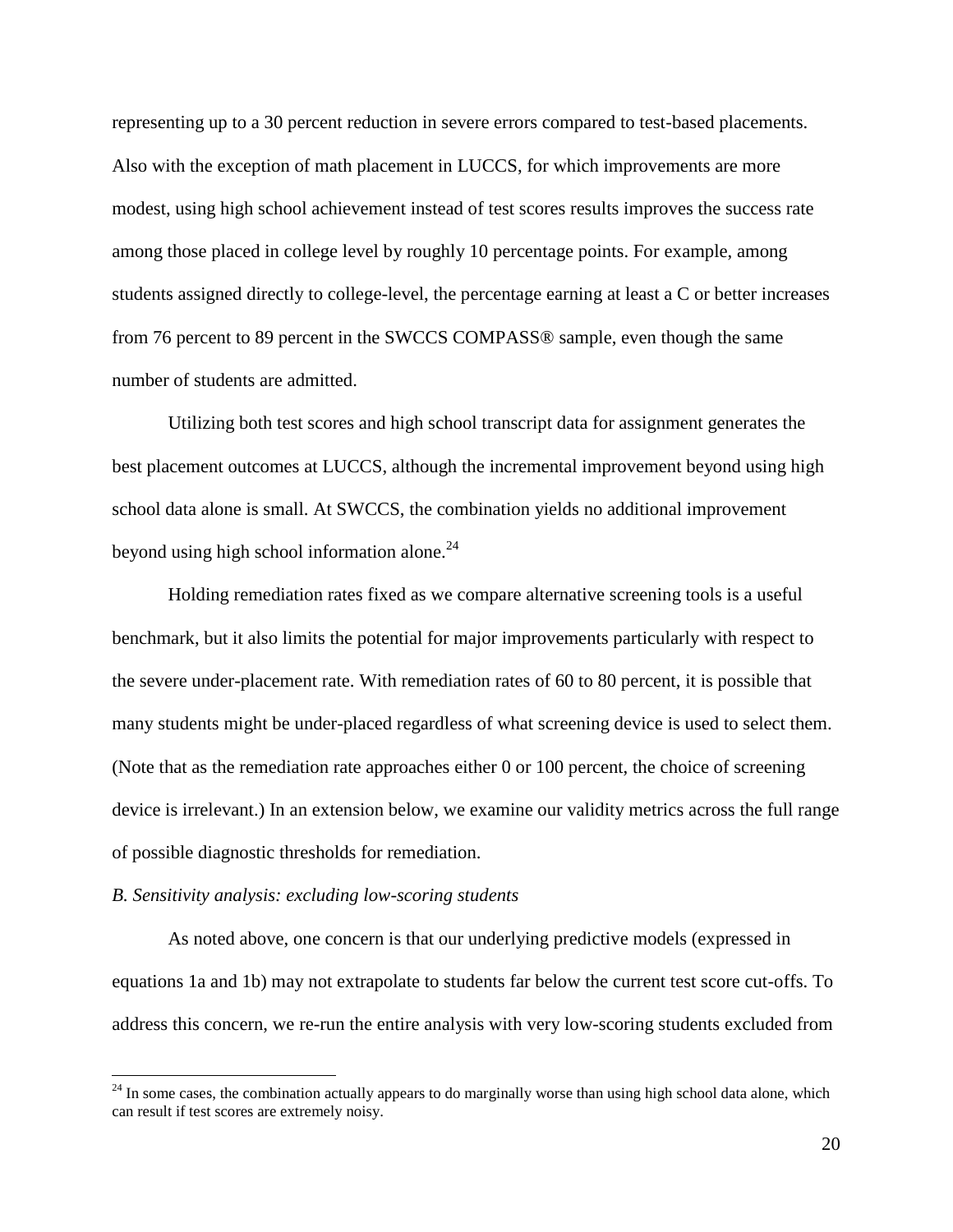representing up to a 30 percent reduction in severe errors compared to test-based placements. Also with the exception of math placement in LUCCS, for which improvements are more modest, using high school achievement instead of test scores results improves the success rate among those placed in college level by roughly 10 percentage points. For example, among students assigned directly to college-level, the percentage earning at least a C or better increases from 76 percent to 89 percent in the SWCCS COMPASS® sample, even though the same number of students are admitted.

Utilizing both test scores and high school transcript data for assignment generates the best placement outcomes at LUCCS, although the incremental improvement beyond using high school data alone is small. At SWCCS, the combination yields no additional improvement beyond using high school information alone.[24]

Holding remediation rates fixed as we compare alternative screening tools is a useful benchmark, but it also limits the potential for major improvements particularly with respect to the severe under-placement rate. With remediation rates of 60 to 80 percent, it is possible that many students might be under-placed regardless of what screening device is used to select them. (Note that as the remediation rate approaches either 0 or 100 percent, the choice of screening device is irrelevant.) In an extension below, we examine our validity metrics across the full range of possible diagnostic thresholds for remediation.

*B. Sensitivity analysis: excluding low-scoring students*

As noted above, one concern is that our underlying predictive models (expressed in equations 1a and 1b) may not extrapolate to students far below the current test score cut-offs. To address this concern, we re-run the entire analysis with very low-scoring students excluded from

[24] In some cases, the combination actually appears to do marginally worse than using high school data alone, which can result if test scores are extremely noisy.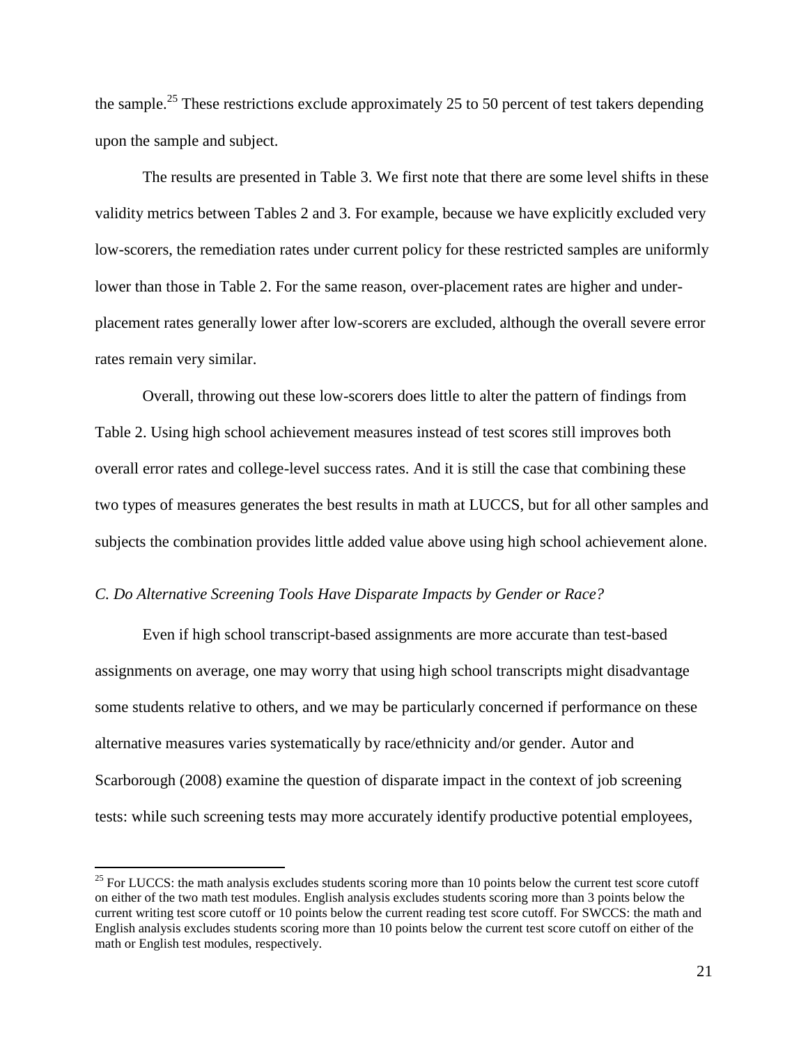the sample.[25] These restrictions exclude approximately 25 to 50 percent of test takers depending upon the sample and subject.

The results are presented in Table 3. We first note that there are some level shifts in these validity metrics between Tables 2 and 3. For example, because we have explicitly excluded very low-scorers, the remediation rates under current policy for these restricted samples are uniformly lower than those in Table 2. For the same reason, over-placement rates are higher and under-placement rates generally lower after low-scorers are excluded, although the overall severe error rates remain very similar.

Overall, throwing out these low-scorers does little to alter the pattern of findings from Table 2. Using high school achievement measures instead of test scores still improves both overall error rates and college-level success rates. And it is still the case that combining these two types of measures generates the best results in math at LUCCS, but for all other samples and subjects the combination provides little added value above using high school achievement alone.

### *C. Do Alternative Screening Tools Have Disparate Impacts by Gender or Race?*

Even if high school transcript-based assignments are more accurate than test-based assignments on average, one may worry that using high school transcripts might disadvantage some students relative to others, and we may be particularly concerned if performance on these alternative measures varies systematically by race/ethnicity and/or gender. Autor and Scarborough (2008) examine the question of disparate impact in the context of job screening tests: while such screening tests may more accurately identify productive potential employees,

[25] For LUCCS: the math analysis excludes students scoring more than 10 points below the current test score cutoff on either of the two math test modules. English analysis excludes students scoring more than 3 points below the current writing test score cutoff or 10 points below the current reading test score cutoff. For SWCCS: the math and English analysis excludes students scoring more than 10 points below the current test score cutoff on either of the math or English test modules, respectively.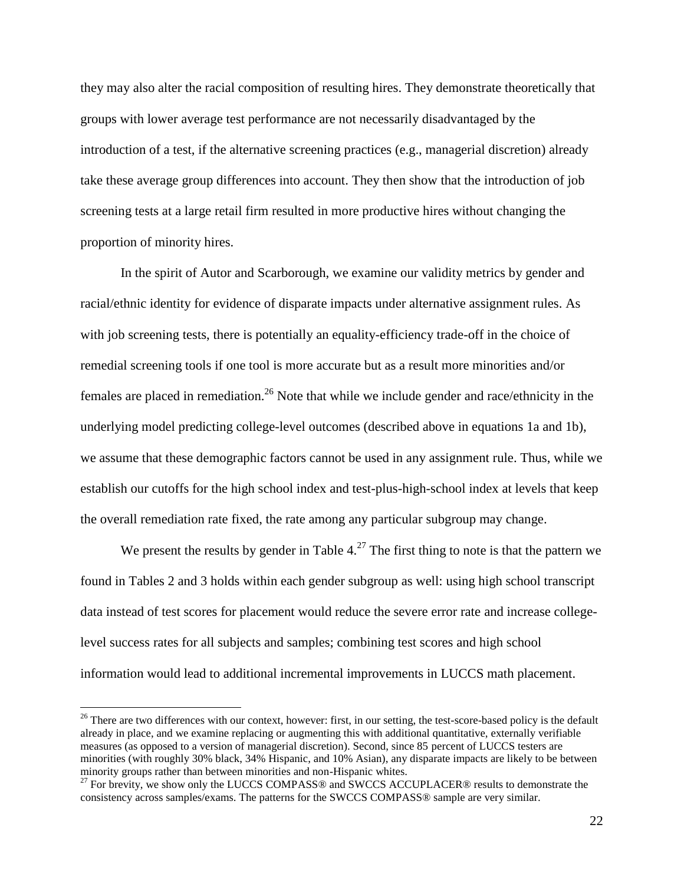they may also alter the racial composition of resulting hires. They demonstrate theoretically that groups with lower average test performance are not necessarily disadvantaged by the introduction of a test, if the alternative screening practices (e.g., managerial discretion) already take these average group differences into account. They then show that the introduction of job screening tests at a large retail firm resulted in more productive hires without changing the proportion of minority hires.

In the spirit of Autor and Scarborough, we examine our validity metrics by gender and racial/ethnic identity for evidence of disparate impacts under alternative assignment rules. As with job screening tests, there is potentially an equality-efficiency trade-off in the choice of remedial screening tools if one tool is more accurate but as a result more minorities and/or females are placed in remediation.[26] Note that while we include gender and race/ethnicity in the underlying model predicting college-level outcomes (described above in equations 1a and 1b), we assume that these demographic factors cannot be used in any assignment rule. Thus, while we establish our cutoffs for the high school index and test-plus-high-school index at levels that keep the overall remediation rate fixed, the rate among any particular subgroup may change.

We present the results by gender in Table 4.[27] The first thing to note is that the pattern we found in Tables 2 and 3 holds within each gender subgroup as well: using high school transcript data instead of test scores for placement would reduce the severe error rate and increase college-level success rates for all subjects and samples; combining test scores and high school information would lead to additional incremental improvements in LUCCS math placement.

[26] There are two differences with our context, however: first, in our setting, the test-score-based policy is the default already in place, and we examine replacing or augmenting this with additional quantitative, externally verifiable measures (as opposed to a version of managerial discretion). Second, since 85 percent of LUCCS testers are minorities (with roughly 30% black, 34% Hispanic, and 10% Asian), any disparate impacts are likely to be between minority groups rather than between minorities and non-Hispanic whites.

[27] For brevity, we show only the LUCCS COMPASS® and SWCCS ACCUPLACER® results to demonstrate the consistency across samples/exams. The patterns for the SWCCS COMPASS® sample are very similar.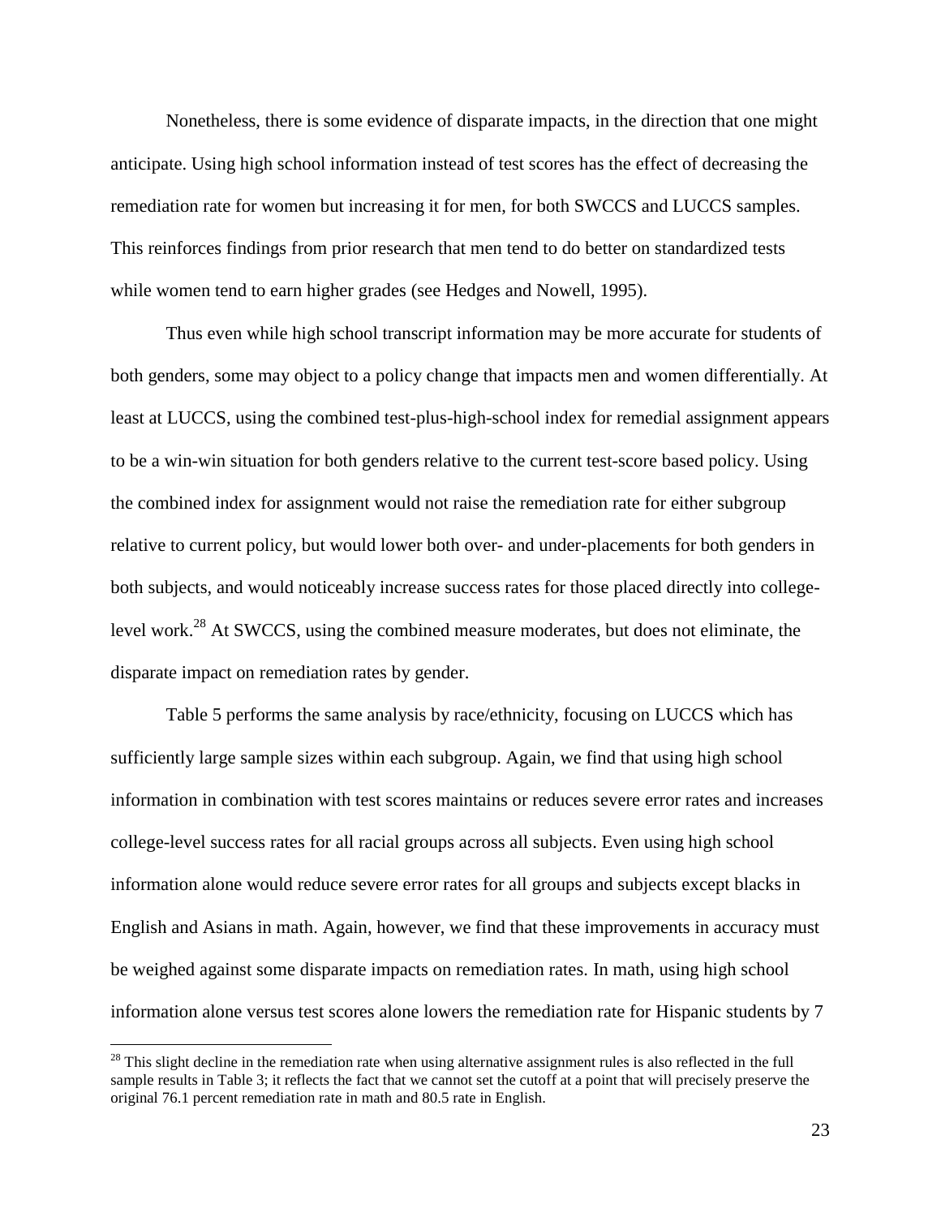Nonetheless, there is some evidence of disparate impacts, in the direction that one might anticipate. Using high school information instead of test scores has the effect of decreasing the remediation rate for women but increasing it for men, for both SWCCS and LUCCS samples. This reinforces findings from prior research that men tend to do better on standardized tests while women tend to earn higher grades (see Hedges and Nowell, 1995).

Thus even while high school transcript information may be more accurate for students of both genders, some may object to a policy change that impacts men and women differentially. At least at LUCCS, using the combined test-plus-high-school index for remedial assignment appears to be a win-win situation for both genders relative to the current test-score based policy. Using the combined index for assignment would not raise the remediation rate for either subgroup relative to current policy, but would lower both over- and under-placements for both genders in both subjects, and would noticeably increase success rates for those placed directly into college-level work.[28] At SWCCS, using the combined measure moderates, but does not eliminate, the disparate impact on remediation rates by gender.

Table 5 performs the same analysis by race/ethnicity, focusing on LUCCS which has sufficiently large sample sizes within each subgroup. Again, we find that using high school information in combination with test scores maintains or reduces severe error rates and increases college-level success rates for all racial groups across all subjects. Even using high school information alone would reduce severe error rates for all groups and subjects except blacks in English and Asians in math. Again, however, we find that these improvements in accuracy must be weighed against some disparate impacts on remediation rates. In math, using high school information alone versus test scores alone lowers the remediation rate for Hispanic students by 7

[28] This slight decline in the remediation rate when using alternative assignment rules is also reflected in the full sample results in Table 3; it reflects the fact that we cannot set the cutoff at a point that will precisely preserve the original 76.1 percent remediation rate in math and 80.5 rate in English.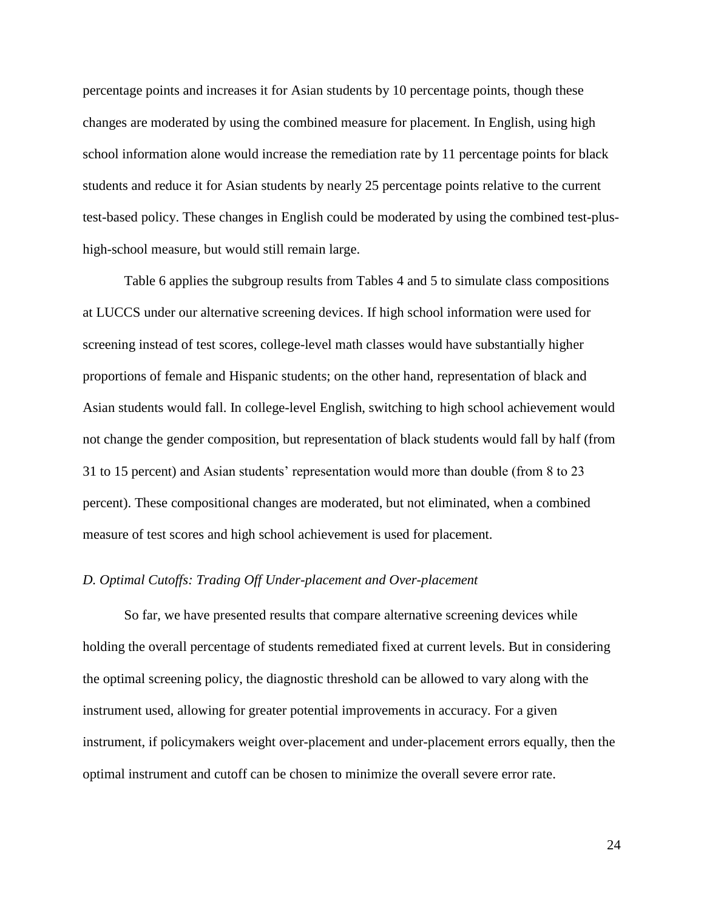percentage points and increases it for Asian students by 10 percentage points, though these changes are moderated by using the combined measure for placement. In English, using high school information alone would increase the remediation rate by 11 percentage points for black students and reduce it for Asian students by nearly 25 percentage points relative to the current test-based policy. These changes in English could be moderated by using the combined test-plus-high-school measure, but would still remain large.

Table 6 applies the subgroup results from Tables 4 and 5 to simulate class compositions at LUCCS under our alternative screening devices. If high school information were used for screening instead of test scores, college-level math classes would have substantially higher proportions of female and Hispanic students; on the other hand, representation of black and Asian students would fall. In college-level English, switching to high school achievement would not change the gender composition, but representation of black students would fall by half (from 31 to 15 percent) and Asian students' representation would more than double (from 8 to 23 percent). These compositional changes are moderated, but not eliminated, when a combined measure of test scores and high school achievement is used for placement.

*D. Optimal Cutoffs: Trading Off Under-placement and Over-placement*

So far, we have presented results that compare alternative screening devices while holding the overall percentage of students remediated fixed at current levels. But in considering the optimal screening policy, the diagnostic threshold can be allowed to vary along with the instrument used, allowing for greater potential improvements in accuracy. For a given instrument, if policymakers weight over-placement and under-placement errors equally, then the optimal instrument and cutoff can be chosen to minimize the overall severe error rate.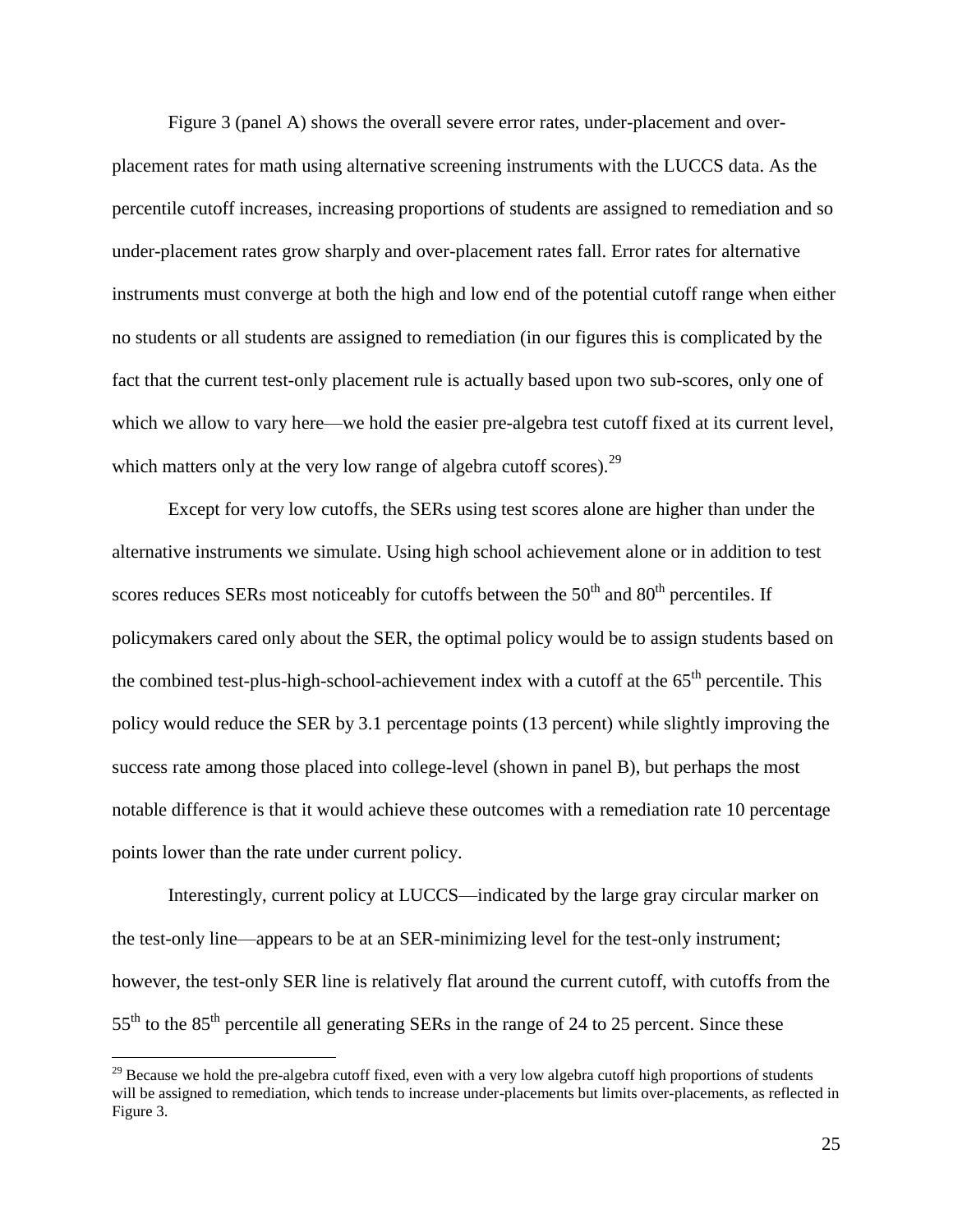Figure 3 (panel A) shows the overall severe error rates, under-placement and over-placement rates for math using alternative screening instruments with the LUCCS data. As the percentile cutoff increases, increasing proportions of students are assigned to remediation and so under-placement rates grow sharply and over-placement rates fall. Error rates for alternative instruments must converge at both the high and low end of the potential cutoff range when either no students or all students are assigned to remediation (in our figures this is complicated by the fact that the current test-only placement rule is actually based upon two sub-scores, only one of which we allow to vary here—we hold the easier pre-algebra test cutoff fixed at its current level, which matters only at the very low range of algebra cutoff scores).[29]

Except for very low cutoffs, the SERs using test scores alone are higher than under the alternative instruments we simulate. Using high school achievement alone or in addition to test scores reduces SERs most noticeably for cutoffs between the 50th and 80th percentiles. If policymakers cared only about the SER, the optimal policy would be to assign students based on the combined test-plus-high-school-achievement index with a cutoff at the 65th percentile. This policy would reduce the SER by 3.1 percentage points (13 percent) while slightly improving the success rate among those placed into college-level (shown in panel B), but perhaps the most notable difference is that it would achieve these outcomes with a remediation rate 10 percentage points lower than the rate under current policy.

Interestingly, current policy at LUCCS—indicated by the large gray circular marker on the test-only line—appears to be at an SER-minimizing level for the test-only instrument; however, the test-only SER line is relatively flat around the current cutoff, with cutoffs from the 55th to the 85th percentile all generating SERs in the range of 24 to 25 percent. Since these

[29] Because we hold the pre-algebra cutoff fixed, even with a very low algebra cutoff high proportions of students will be assigned to remediation, which tends to increase under-placements but limits over-placements, as reflected in Figure 3.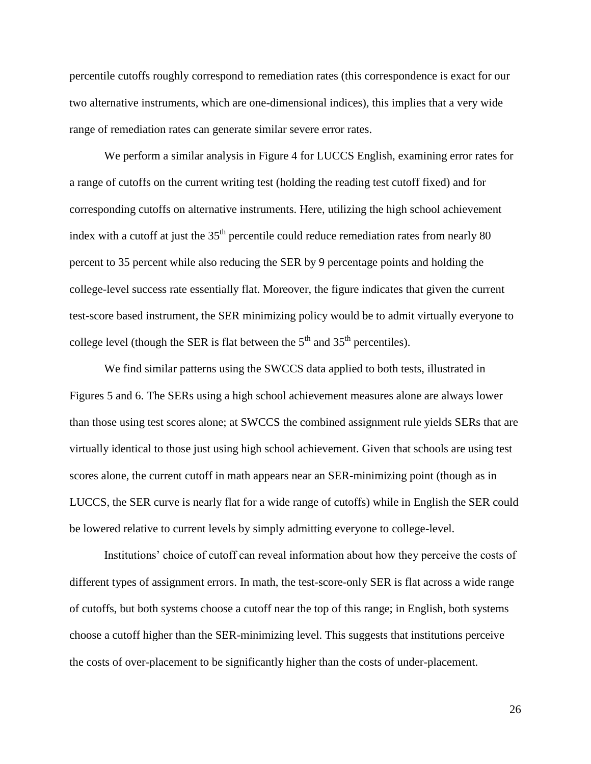percentile cutoffs roughly correspond to remediation rates (this correspondence is exact for our two alternative instruments, which are one-dimensional indices), this implies that a very wide range of remediation rates can generate similar severe error rates.

We perform a similar analysis in Figure 4 for LUCCS English, examining error rates for a range of cutoffs on the current writing test (holding the reading test cutoff fixed) and for corresponding cutoffs on alternative instruments. Here, utilizing the high school achievement index with a cutoff at just the $35^{th}$ percentile could reduce remediation rates from nearly 80 percent to 35 percent while also reducing the SER by 9 percentage points and holding the college-level success rate essentially flat. Moreover, the figure indicates that given the current test-score based instrument, the SER minimizing policy would be to admit virtually everyone to college level (though the SER is flat between the $5^{th}$ and $35^{th}$ percentiles).

We find similar patterns using the SWCCS data applied to both tests, illustrated in Figures 5 and 6. The SERs using a high school achievement measures alone are always lower than those using test scores alone; at SWCCS the combined assignment rule yields SERs that are virtually identical to those just using high school achievement. Given that schools are using test scores alone, the current cutoff in math appears near an SER-minimizing point (though as in LUCCS, the SER curve is nearly flat for a wide range of cutoffs) while in English the SER could be lowered relative to current levels by simply admitting everyone to college-level.

Institutions' choice of cutoff can reveal information about how they perceive the costs of different types of assignment errors. In math, the test-score-only SER is flat across a wide range of cutoffs, but both systems choose a cutoff near the top of this range; in English, both systems choose a cutoff higher than the SER-minimizing level. This suggests that institutions perceive the costs of over-placement to be significantly higher than the costs of under-placement.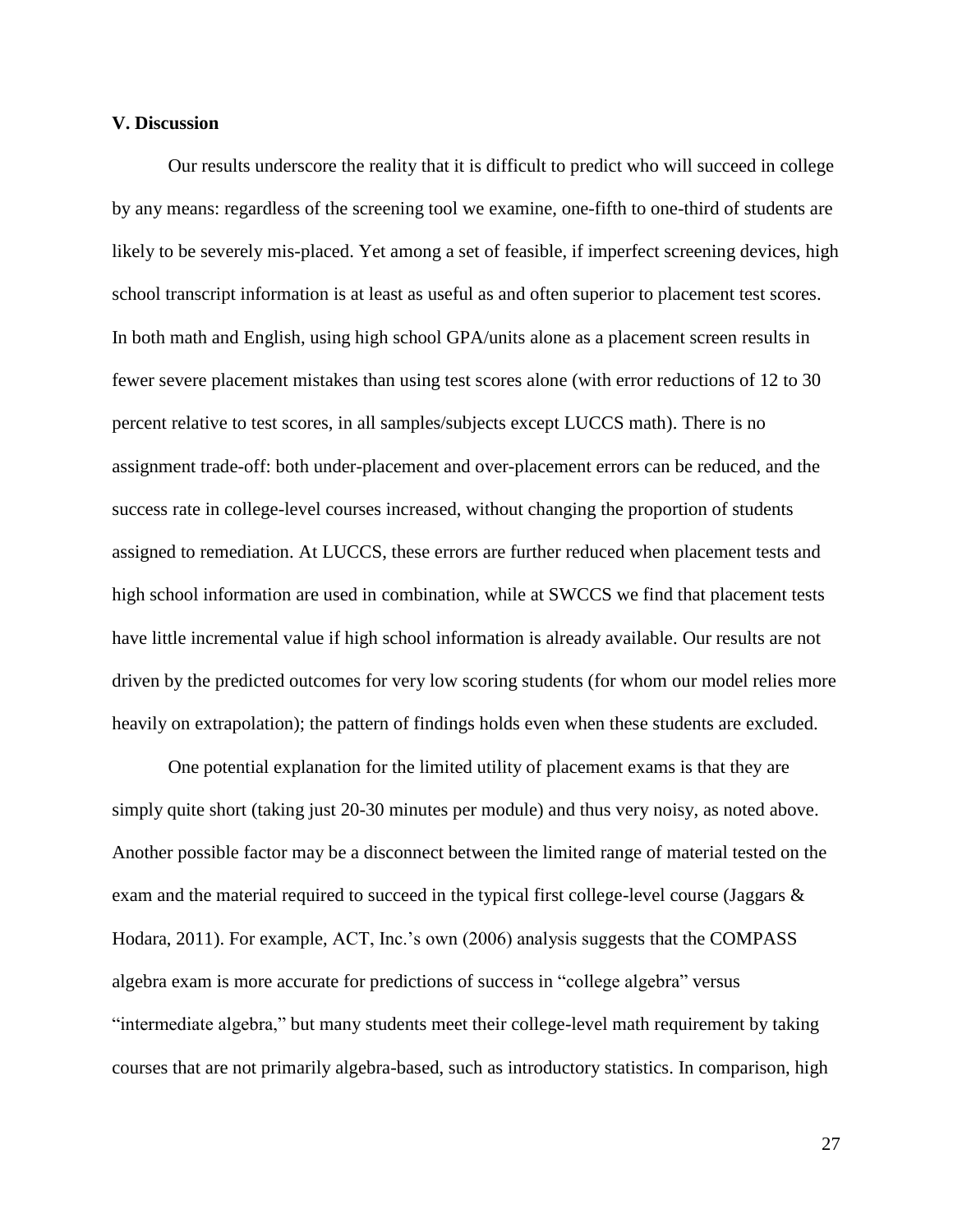## V. Discussion

Our results underscore the reality that it is difficult to predict who will succeed in college by any means: regardless of the screening tool we examine, one-fifth to one-third of students are likely to be severely mis-placed. Yet among a set of feasible, if imperfect screening devices, high school transcript information is at least as useful as and often superior to placement test scores. In both math and English, using high school GPA/units alone as a placement screen results in fewer severe placement mistakes than using test scores alone (with error reductions of 12 to 30 percent relative to test scores, in all samples/subjects except LUCCS math). There is no assignment trade-off: both under-placement and over-placement errors can be reduced, and the success rate in college-level courses increased, without changing the proportion of students assigned to remediation. At LUCCS, these errors are further reduced when placement tests and high school information are used in combination, while at SWCCS we find that placement tests have little incremental value if high school information is already available. Our results are not driven by the predicted outcomes for very low scoring students (for whom our model relies more heavily on extrapolation); the pattern of findings holds even when these students are excluded.

One potential explanation for the limited utility of placement exams is that they are simply quite short (taking just 20-30 minutes per module) and thus very noisy, as noted above. Another possible factor may be a disconnect between the limited range of material tested on the exam and the material required to succeed in the typical first college-level course (Jaggars & Hodara, 2011). For example, ACT, Inc.'s own (2006) analysis suggests that the COMPASS algebra exam is more accurate for predictions of success in "college algebra" versus "intermediate algebra," but many students meet their college-level math requirement by taking courses that are not primarily algebra-based, such as introductory statistics. In comparison, high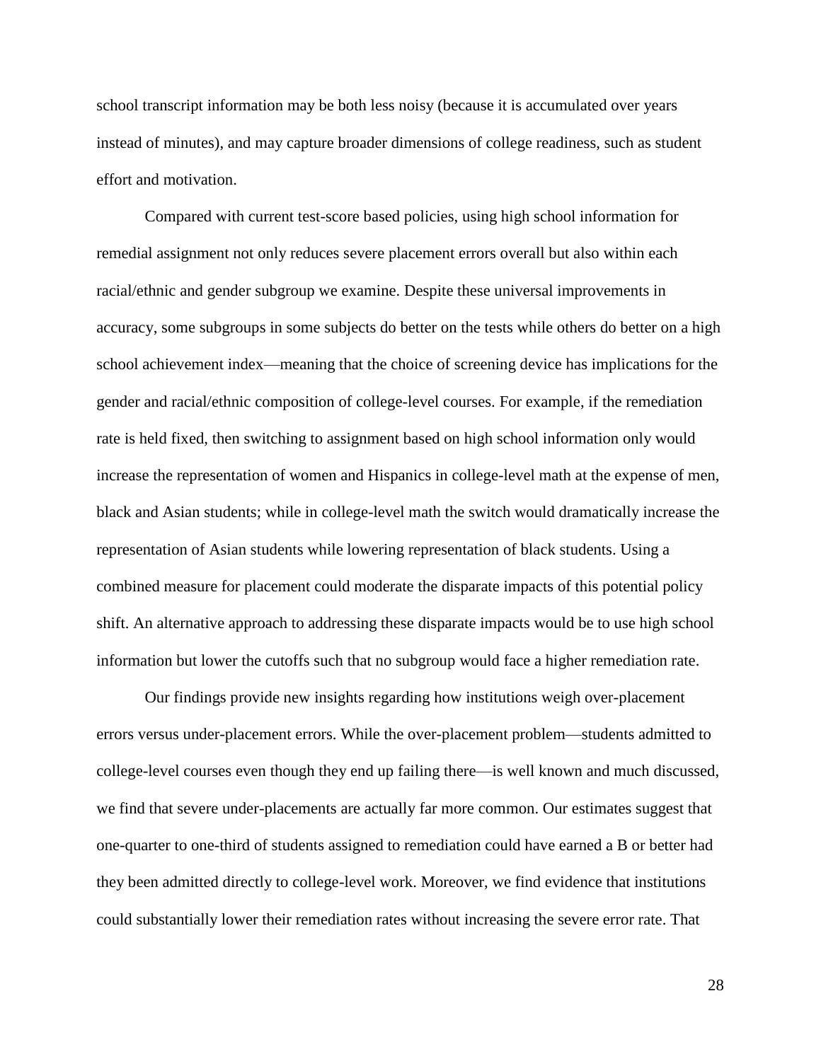school transcript information may be both less noisy (because it is accumulated over years instead of minutes), and may capture broader dimensions of college readiness, such as student effort and motivation.

Compared with current test-score based policies, using high school information for remedial assignment not only reduces severe placement errors overall but also within each racial/ethnic and gender subgroup we examine. Despite these universal improvements in accuracy, some subgroups in some subjects do better on the tests while others do better on a high school achievement index—meaning that the choice of screening device has implications for the gender and racial/ethnic composition of college-level courses. For example, if the remediation rate is held fixed, then switching to assignment based on high school information only would increase the representation of women and Hispanics in college-level math at the expense of men, black and Asian students; while in college-level math the switch would dramatically increase the representation of Asian students while lowering representation of black students. Using a combined measure for placement could moderate the disparate impacts of this potential policy shift. An alternative approach to addressing these disparate impacts would be to use high school information but lower the cutoffs such that no subgroup would face a higher remediation rate.

Our findings provide new insights regarding how institutions weigh over-placement errors versus under-placement errors. While the over-placement problem—students admitted to college-level courses even though they end up failing there—is well known and much discussed, we find that severe under-placements are actually far more common. Our estimates suggest that one-quarter to one-third of students assigned to remediation could have earned a B or better had they been admitted directly to college-level work. Moreover, we find evidence that institutions could substantially lower their remediation rates without increasing the severe error rate. That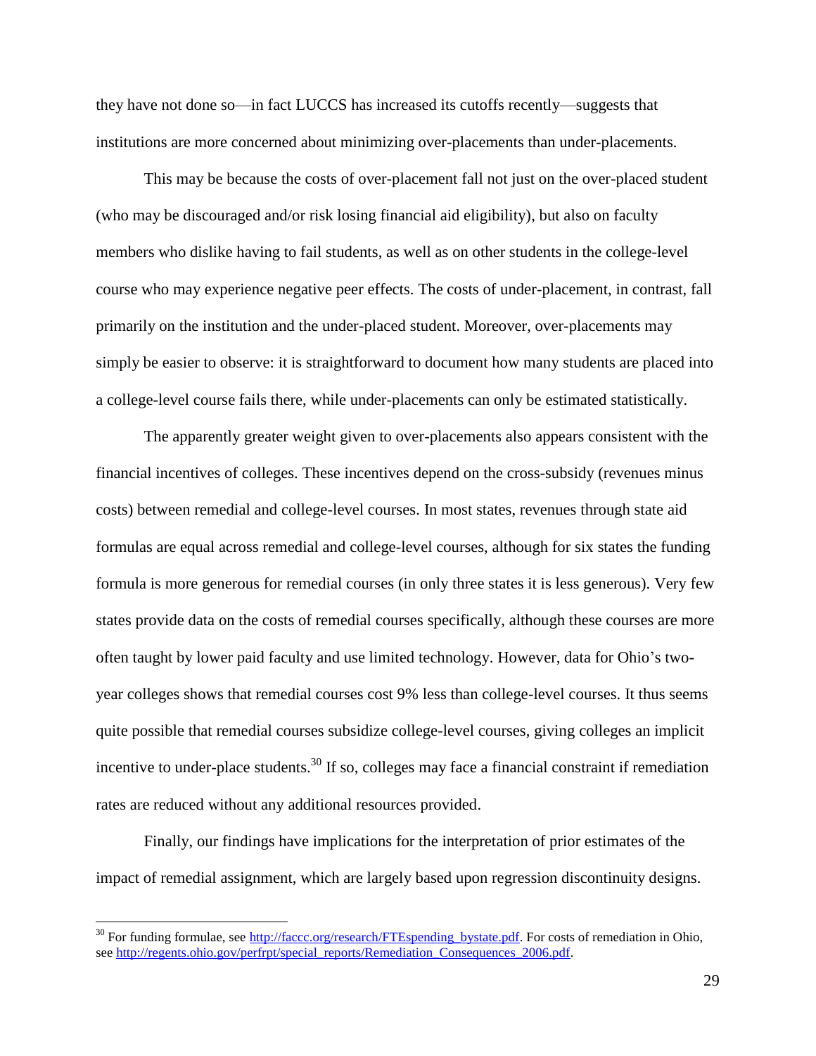they have not done so—in fact LUCCS has increased its cutoffs recently—suggests that institutions are more concerned about minimizing over-placements than under-placements.

This may be because the costs of over-placement fall not just on the over-placed student (who may be discouraged and/or risk losing financial aid eligibility), but also on faculty members who dislike having to fail students, as well as on other students in the college-level course who may experience negative peer effects. The costs of under-placement, in contrast, fall primarily on the institution and the under-placed student. Moreover, over-placements may simply be easier to observe: it is straightforward to document how many students are placed into a college-level course fails there, while under-placements can only be estimated statistically.

The apparently greater weight given to over-placements also appears consistent with the financial incentives of colleges. These incentives depend on the cross-subsidy (revenues minus costs) between remedial and college-level courses. In most states, revenues through state aid formulas are equal across remedial and college-level courses, although for six states the funding formula is more generous for remedial courses (in only three states it is less generous). Very few states provide data on the costs of remedial courses specifically, although these courses are more often taught by lower paid faculty and use limited technology. However, data for Ohio's two-year colleges shows that remedial courses cost 9% less than college-level courses. It thus seems quite possible that remedial courses subsidize college-level courses, giving colleges an implicit incentive to under-place students.[30] If so, colleges may face a financial constraint if remediation rates are reduced without any additional resources provided.

Finally, our findings have implications for the interpretation of prior estimates of the impact of remedial assignment, which are largely based upon regression discontinuity designs.

[30] For funding formulae, see http://faccc.org/research/FTEspending_bystate.pdf. For costs of remediation in Ohio, see http://regents.ohio.gov/perfrpt/special_reports/Remediation_Consequences_2006.pdf.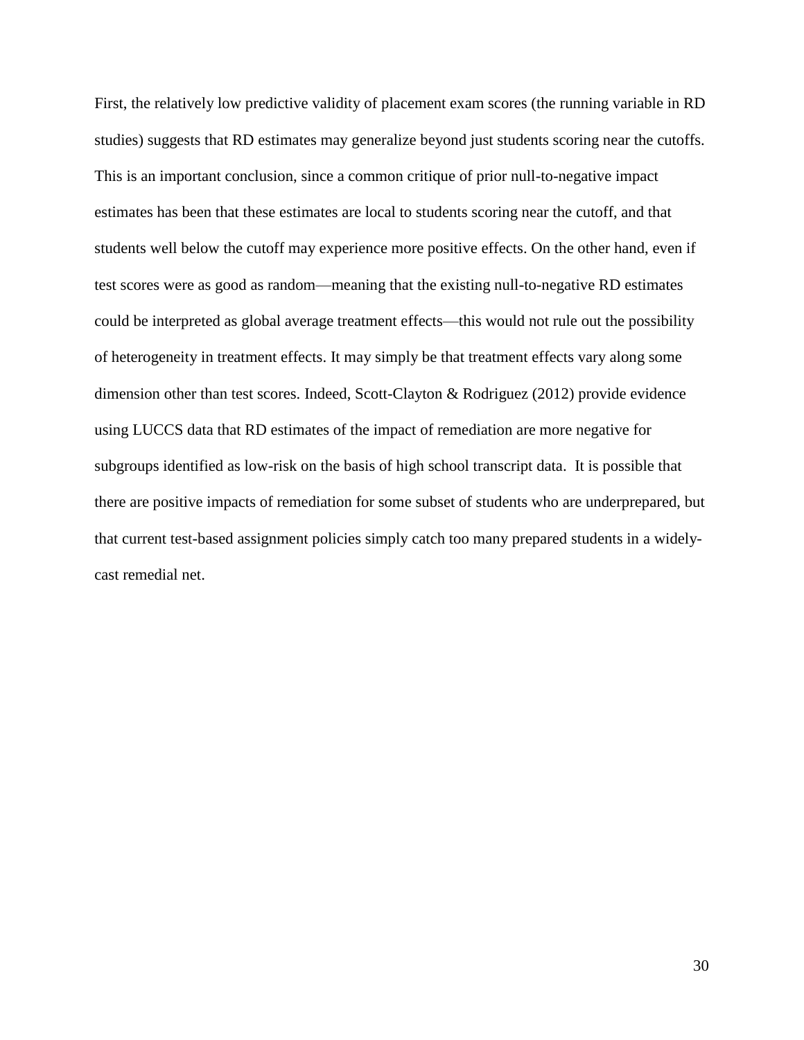First, the relatively low predictive validity of placement exam scores (the running variable in RD studies) suggests that RD estimates may generalize beyond just students scoring near the cutoffs. This is an important conclusion, since a common critique of prior null-to-negative impact estimates has been that these estimates are local to students scoring near the cutoff, and that students well below the cutoff may experience more positive effects. On the other hand, even if test scores were as good as random—meaning that the existing null-to-negative RD estimates could be interpreted as global average treatment effects—this would not rule out the possibility of heterogeneity in treatment effects. It may simply be that treatment effects vary along some dimension other than test scores. Indeed, Scott-Clayton & Rodriguez (2012) provide evidence using LUCCS data that RD estimates of the impact of remediation are more negative for subgroups identified as low-risk on the basis of high school transcript data. It is possible that there are positive impacts of remediation for some subset of students who are underprepared, but that current test-based assignment policies simply catch too many prepared students in a widely-cast remedial net.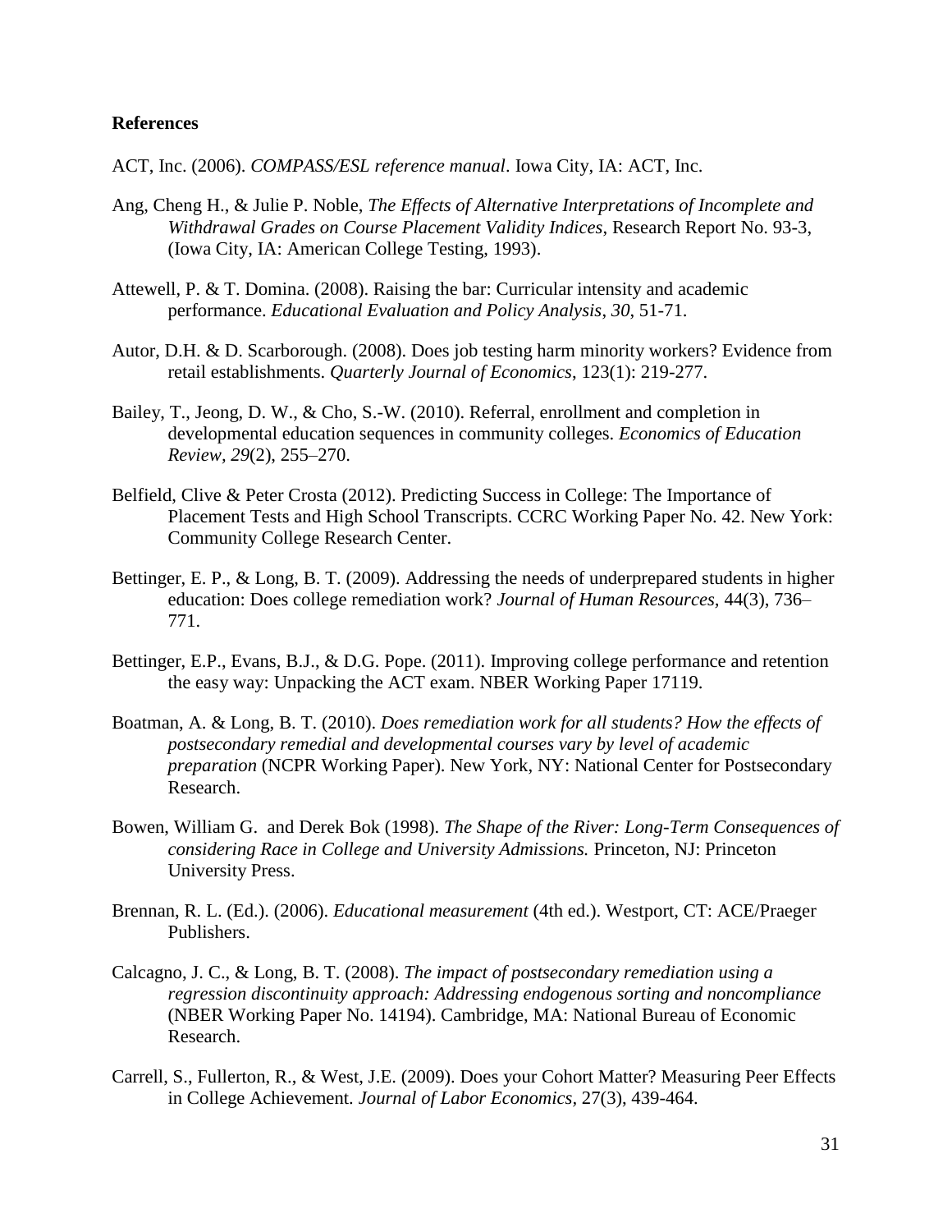**References**

ACT, Inc. (2006). *COMPASS/ESL reference manual*. Iowa City, IA: ACT, Inc.

Ang, Cheng H., & Julie P. Noble, *The Effects of Alternative Interpretations of Incomplete and Withdrawal Grades on Course Placement Validity Indices*, Research Report No. 93-3, (Iowa City, IA: American College Testing, 1993).

Attewell, P. & T. Domina. (2008). Raising the bar: Curricular intensity and academic performance. *Educational Evaluation and Policy Analysis*, *30*, 51-71.

Autor, D.H. & D. Scarborough. (2008). Does job testing harm minority workers? Evidence from retail establishments. *Quarterly Journal of Economics*, 123(1): 219-277.

Bailey, T., Jeong, D. W., & Cho, S.-W. (2010). Referral, enrollment and completion in developmental education sequences in community colleges. *Economics of Education Review, 29*(2), 255–270.

Belfield, Clive & Peter Crosta (2012). Predicting Success in College: The Importance of Placement Tests and High School Transcripts. CCRC Working Paper No. 42. New York: Community College Research Center.

Bettinger, E. P., & Long, B. T. (2009). Addressing the needs of underprepared students in higher education: Does college remediation work? *Journal of Human Resources*, 44(3), 736–771.

Bettinger, E.P., Evans, B.J., & D.G. Pope. (2011). Improving college performance and retention the easy way: Unpacking the ACT exam. NBER Working Paper 17119.

Boatman, A. & Long, B. T. (2010). *Does remediation work for all students? How the effects of postsecondary remedial and developmental courses vary by level of academic preparation* (NCPR Working Paper). New York, NY: National Center for Postsecondary Research.

Bowen, William G. and Derek Bok (1998). *The Shape of the River: Long-Term Consequences of considering Race in College and University Admissions.* Princeton, NJ: Princeton University Press.

Brennan, R. L. (Ed.). (2006). *Educational measurement* (4th ed.). Westport, CT: ACE/Praeger Publishers.

Calcagno, J. C., & Long, B. T. (2008). *The impact of postsecondary remediation using a regression discontinuity approach: Addressing endogenous sorting and noncompliance* (NBER Working Paper No. 14194). Cambridge, MA: National Bureau of Economic Research.

Carrell, S., Fullerton, R., & West, J.E. (2009). Does your Cohort Matter? Measuring Peer Effects in College Achievement. *Journal of Labor Economics*, 27(3), 439-464.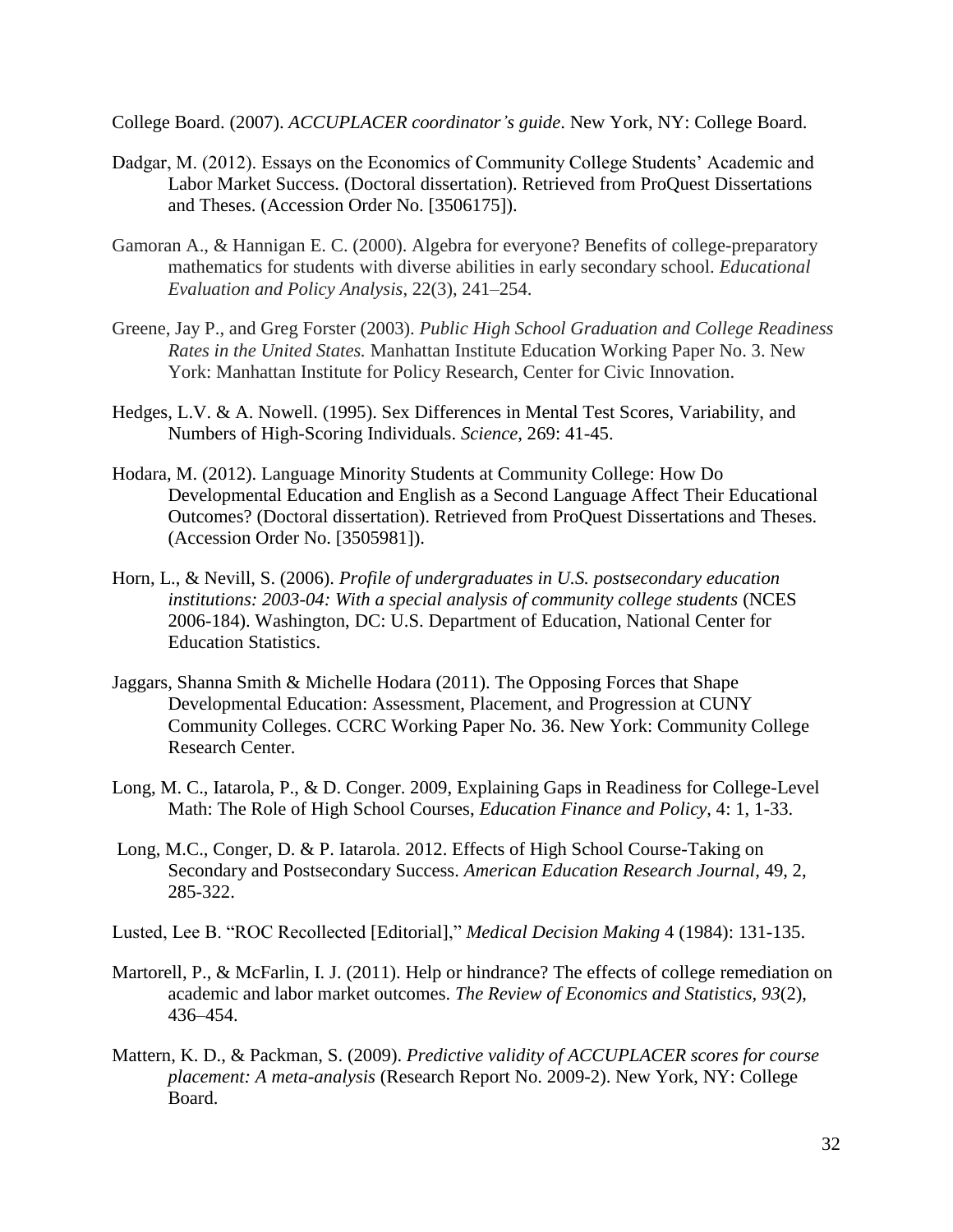College Board. (2007). *ACCUPLACER coordinator's guide*. New York, NY: College Board.

Dadgar, M. (2012). Essays on the Economics of Community College Students' Academic and Labor Market Success. (Doctoral dissertation). Retrieved from ProQuest Dissertations and Theses. (Accession Order No. [3506175]).

Gamoran A., & Hannigan E. C. (2000). Algebra for everyone? Benefits of college-preparatory mathematics for students with diverse abilities in early secondary school. *Educational Evaluation and Policy Analysis*, 22(3), 241–254.

Greene, Jay P., and Greg Forster (2003). *Public High School Graduation and College Readiness Rates in the United States.* Manhattan Institute Education Working Paper No. 3. New York: Manhattan Institute for Policy Research, Center for Civic Innovation.

Hedges, L.V. & A. Nowell. (1995). Sex Differences in Mental Test Scores, Variability, and Numbers of High-Scoring Individuals. *Science*, 269: 41-45.

Hodara, M. (2012). Language Minority Students at Community College: How Do Developmental Education and English as a Second Language Affect Their Educational Outcomes? (Doctoral dissertation). Retrieved from ProQuest Dissertations and Theses. (Accession Order No. [3505981]).

Horn, L., & Nevill, S. (2006). *Profile of undergraduates in U.S. postsecondary education institutions: 2003-04: With a special analysis of community college students* (NCES 2006-184). Washington, DC: U.S. Department of Education, National Center for Education Statistics.

Jaggars, Shanna Smith & Michelle Hodara (2011). The Opposing Forces that Shape Developmental Education: Assessment, Placement, and Progression at CUNY Community Colleges. CCRC Working Paper No. 36. New York: Community College Research Center.

Long, M. C., Iatarola, P., & D. Conger. 2009, Explaining Gaps in Readiness for College-Level Math: The Role of High School Courses, *Education Finance and Policy*, 4: 1, 1-33.

Long, M.C., Conger, D. & P. Iatarola. 2012. Effects of High School Course-Taking on Secondary and Postsecondary Success. *American Education Research Journal*, 49, 2, 285-322.

Lusted, Lee B. "ROC Recollected [Editorial]," *Medical Decision Making* 4 (1984): 131-135.

Martorell, P., & McFarlin, I. J. (2011). Help or hindrance? The effects of college remediation on academic and labor market outcomes. *The Review of Economics and Statistics, 93*(2), 436–454.

Mattern, K. D., & Packman, S. (2009). *Predictive validity of ACCUPLACER scores for course placement: A meta-analysis* (Research Report No. 2009-2). New York, NY: College Board.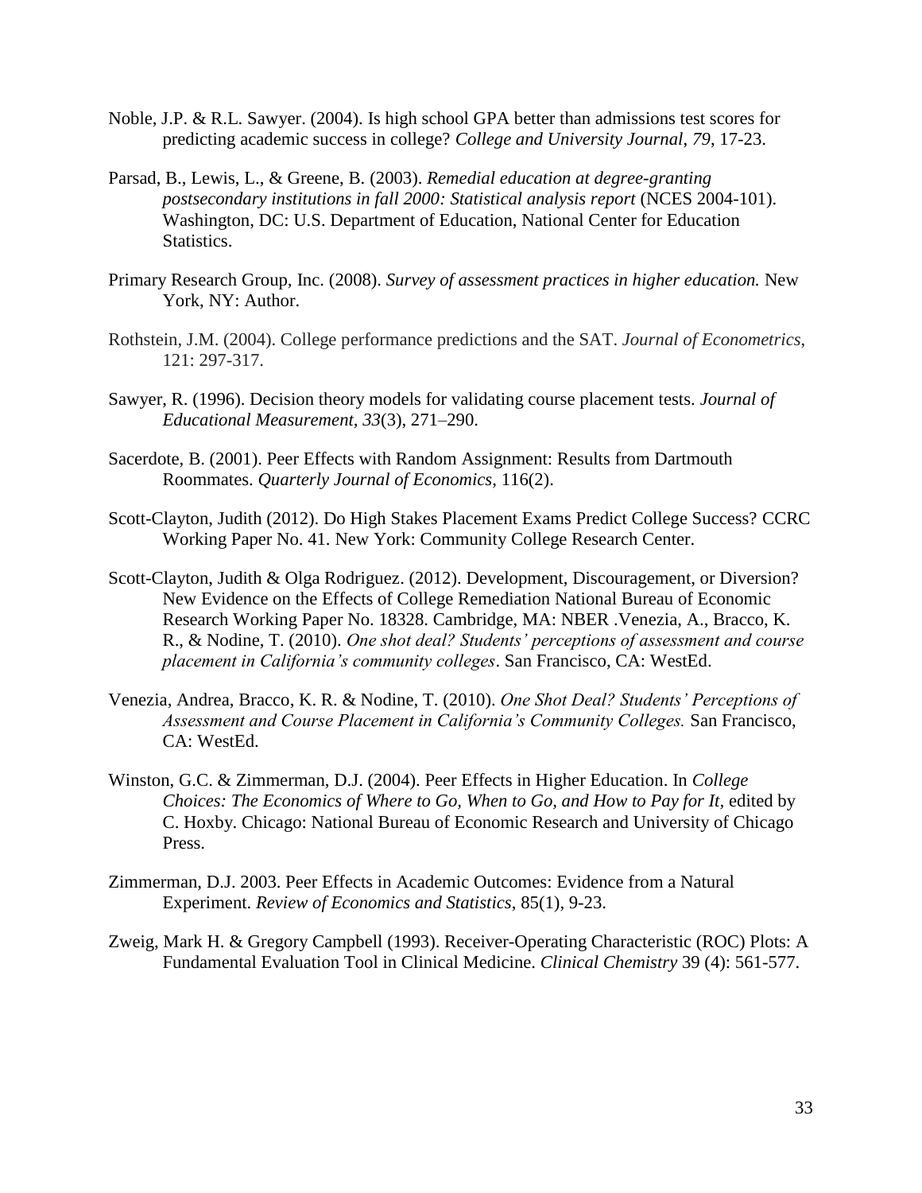Noble, J.P. & R.L. Sawyer. (2004). Is high school GPA better than admissions test scores for predicting academic success in college? *College and University Journal*, *79*, 17-23.

Parsad, B., Lewis, L., & Greene, B. (2003). *Remedial education at degree-granting postsecondary institutions in fall 2000: Statistical analysis report* (NCES 2004-101). Washington, DC: U.S. Department of Education, National Center for Education Statistics.

Primary Research Group, Inc. (2008). *Survey of assessment practices in higher education.* New York, NY: Author.

Rothstein, J.M. (2004). College performance predictions and the SAT. *Journal of Econometrics*, 121: 297-317.

Sawyer, R. (1996). Decision theory models for validating course placement tests. *Journal of Educational Measurement*, *33*(3), 271–290.

Sacerdote, B. (2001). Peer Effects with Random Assignment: Results from Dartmouth Roommates. *Quarterly Journal of Economics*, 116(2).

Scott-Clayton, Judith (2012). Do High Stakes Placement Exams Predict College Success? CCRC Working Paper No. 41. New York: Community College Research Center.

Scott-Clayton, Judith & Olga Rodriguez. (2012). Development, Discouragement, or Diversion? New Evidence on the Effects of College Remediation National Bureau of Economic Research Working Paper No. 18328. Cambridge, MA: NBER .Venezia, A., Bracco, K. R., & Nodine, T. (2010). *One shot deal? Students' perceptions of assessment and course placement in California's community colleges*. San Francisco, CA: WestEd.

Venezia, Andrea, Bracco, K. R. & Nodine, T. (2010). *One Shot Deal? Students' Perceptions of Assessment and Course Placement in California's Community Colleges.* San Francisco, CA: WestEd.

Winston, G.C. & Zimmerman, D.J. (2004). Peer Effects in Higher Education. In *College Choices: The Economics of Where to Go, When to Go, and How to Pay for It,* edited by C. Hoxby. Chicago: National Bureau of Economic Research and University of Chicago Press.

Zimmerman, D.J. 2003. Peer Effects in Academic Outcomes: Evidence from a Natural Experiment. *Review of Economics and Statistics*, 85(1), 9-23.

Zweig, Mark H. & Gregory Campbell (1993). Receiver-Operating Characteristic (ROC) Plots: A Fundamental Evaluation Tool in Clinical Medicine. *Clinical Chemistry* 39 (4): 561-577.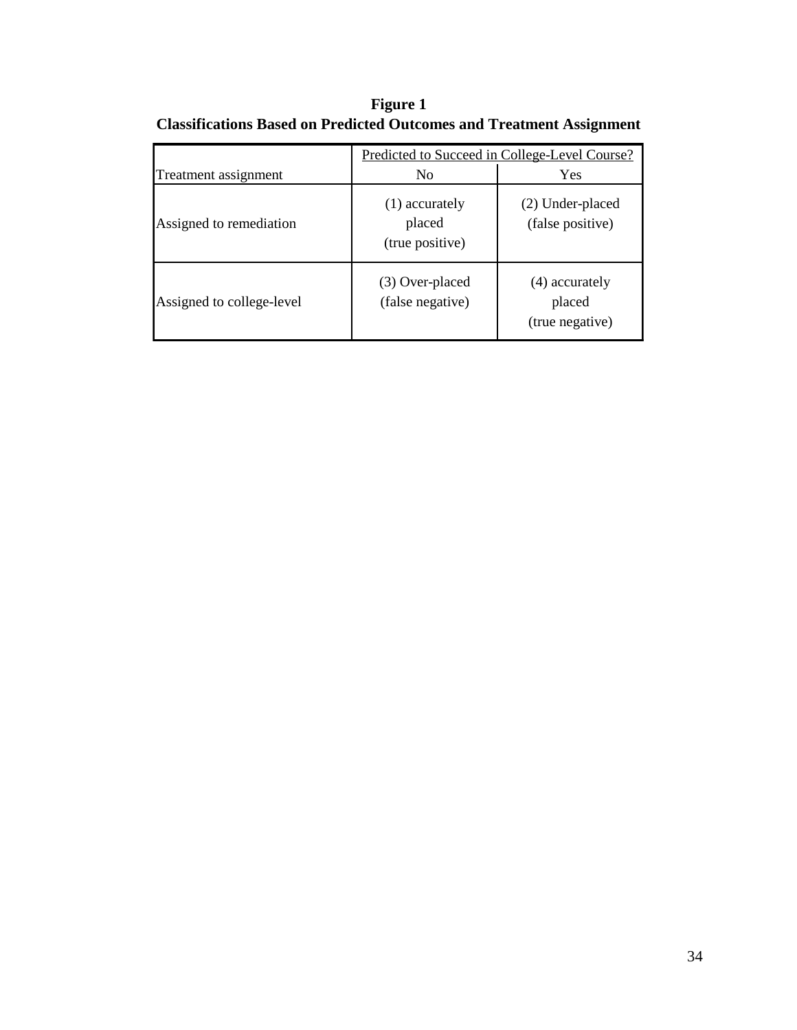**Figure 1**
**Classifications Based on Predicted Outcomes and Treatment Assignment**

| | Predicted to Succeed in College-Level Course? | |
|---|---|---|
| Treatment assignment | No | Yes |
| Assigned to remediation | (1) accurately placed (true positive) | (2) Under-placed (false positive) |
| Assigned to college-level | (3) Over-placed (false negative) | (4) accurately placed (true negative) |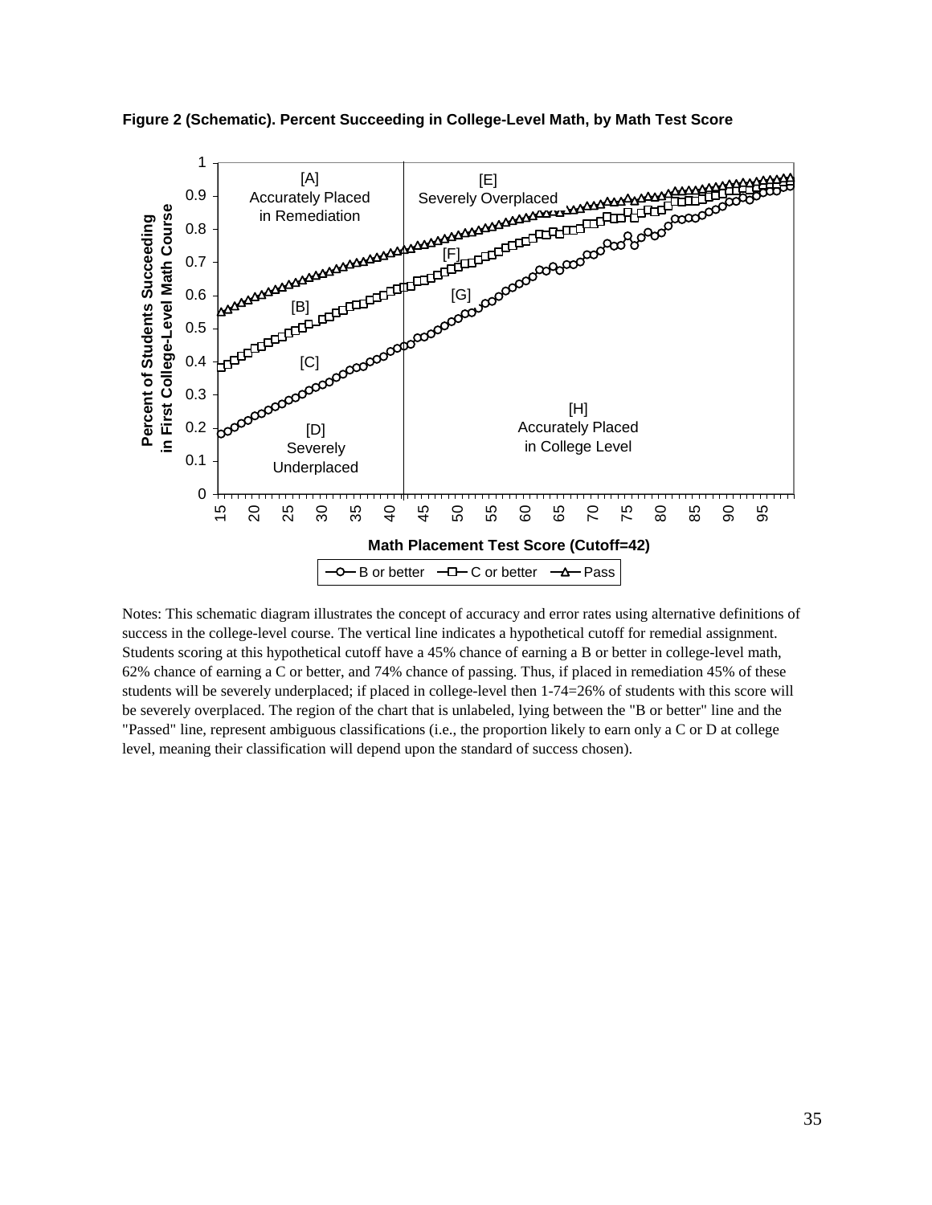**Figure 2 (Schematic). Percent Succeeding in College-Level Math, by Math Test Score**

Notes: This schematic diagram illustrates the concept of accuracy and error rates using alternative definitions of success in the college-level course. The vertical line indicates a hypothetical cutoff for remedial assignment. Students scoring at this hypothetical cutoff have a 45% chance of earning a B or better in college-level math, 62% chance of earning a C or better, and 74% chance of passing. Thus, if placed in remediation 45% of these students will be severely underplaced; if placed in college-level then 1-74=26% of students with this score will be severely overplaced. The region of the chart that is unlabeled, lying between the "B or better" line and the "Passed" line, represent ambiguous classifications (i.e., the proportion likely to earn only a C or D at college level, meaning their classification will depend upon the standard of success chosen).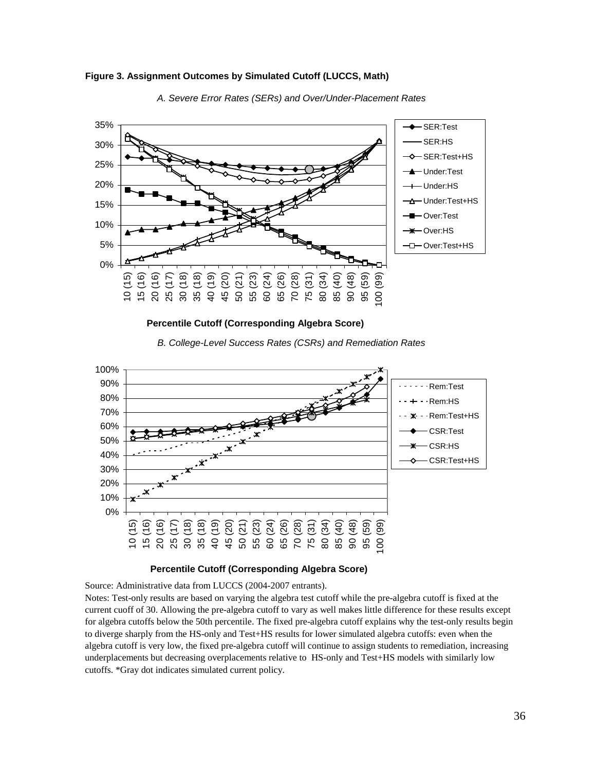**Figure 3. Assignment Outcomes by Simulated Cutoff (LUCCS, Math)**

*A. Severe Error Rates (SERs) and Over/Under-Placement Rates*

**Percentile Cutoff (Corresponding Algebra Score)**

*B. College-Level Success Rates (CSRs) and Remediation Rates*

**Percentile Cutoff (Corresponding Algebra Score)**

Source: Administrative data from LUCCS (2004-2007 entrants).

Notes: Test-only results are based on varying the algebra test cutoff while the pre-algebra cutoff is fixed at the current cuoff of 30. Allowing the pre-algebra cutoff to vary as well makes little difference for these results except for algebra cutoffs below the 50th percentile. The fixed pre-algebra cutoff explains why the test-only results begin to diverge sharply from the HS-only and Test+HS results for lower simulated algebra cutoffs: even when the algebra cutoff is very low, the fixed pre-algebra cutoff will continue to assign students to remediation, increasing underplacements but decreasing overplacements relative to HS-only and Test+HS models with similarly low cutoffs. *Gray dot indicates simulated current policy.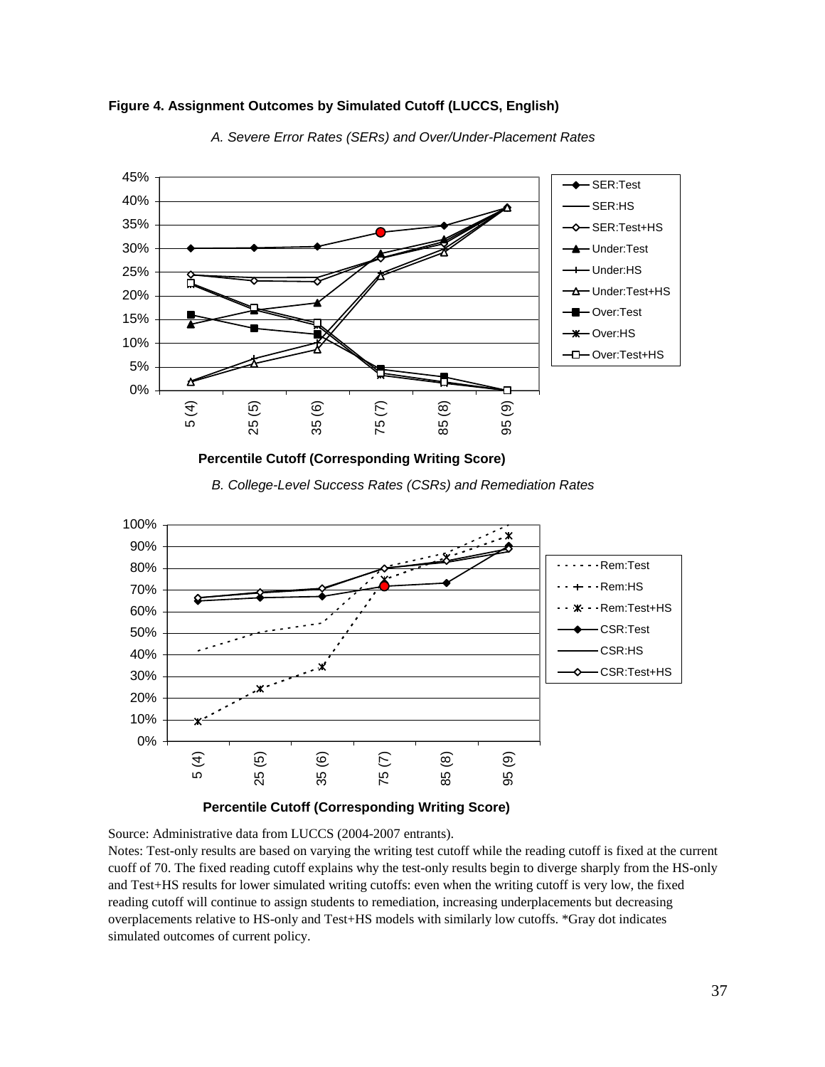**Figure 4. Assignment Outcomes by Simulated Cutoff (LUCCS, English)**

*A. Severe Error Rates (SERs) and Over/Under-Placement Rates*

Percentile Cutoff (Corresponding Writing Score)

*B. College-Level Success Rates (CSRs) and Remediation Rates*

Percentile Cutoff (Corresponding Writing Score)

Source: Administrative data from LUCCS (2004-2007 entrants).

Notes: Test-only results are based on varying the writing test cutoff while the reading cutoff is fixed at the current cuoff of 70. The fixed reading cutoff explains why the test-only results begin to diverge sharply from the HS-only and Test+HS results for lower simulated writing cutoffs: even when the writing cutoff is very low, the fixed reading cutoff will continue to assign students to remediation, increasing underplacements but decreasing overplacements relative to HS-only and Test+HS models with similarly low cutoffs. *Gray dot indicates simulated outcomes of current policy.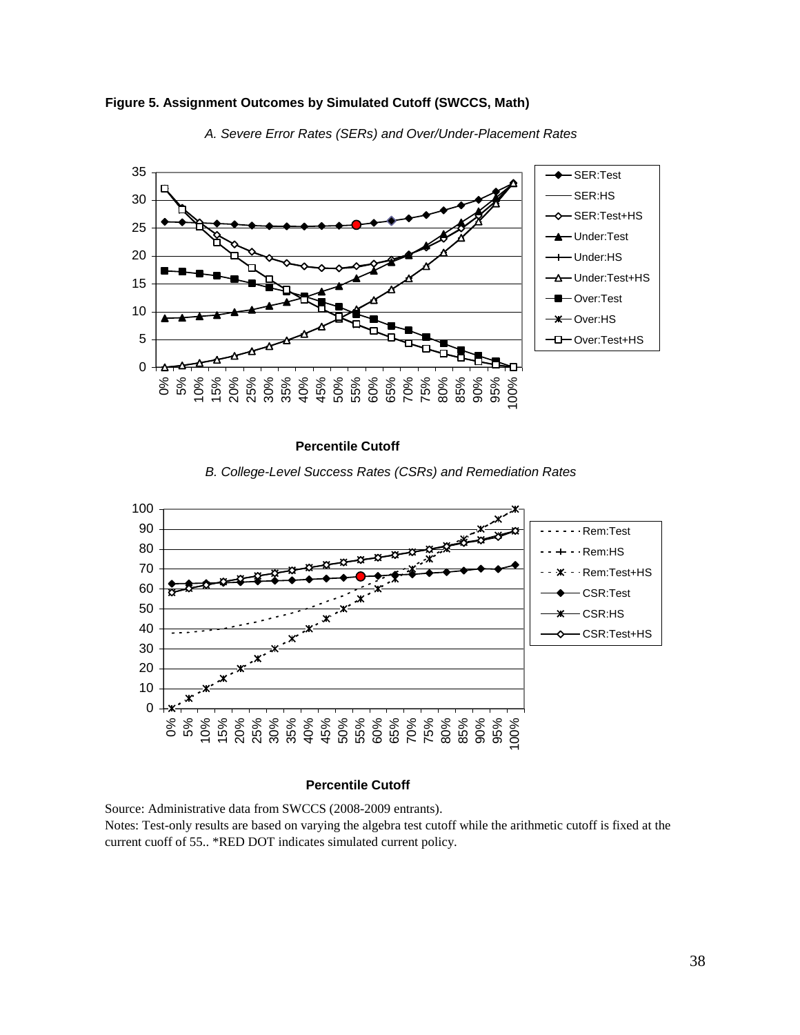**Figure 5. Assignment Outcomes by Simulated Cutoff (SWCCS, Math)**

*A. Severe Error Rates (SERs) and Over/Under-Placement Rates*

**Percentile Cutoff**

*B. College-Level Success Rates (CSRs) and Remediation Rates*

**Percentile Cutoff**

Source: Administrative data from SWCCS (2008-2009 entrants).
Notes: Test-only results are based on varying the algebra test cutoff while the arithmetic cutoff is fixed at the current cuoff of 55.. *RED DOT indicates simulated current policy.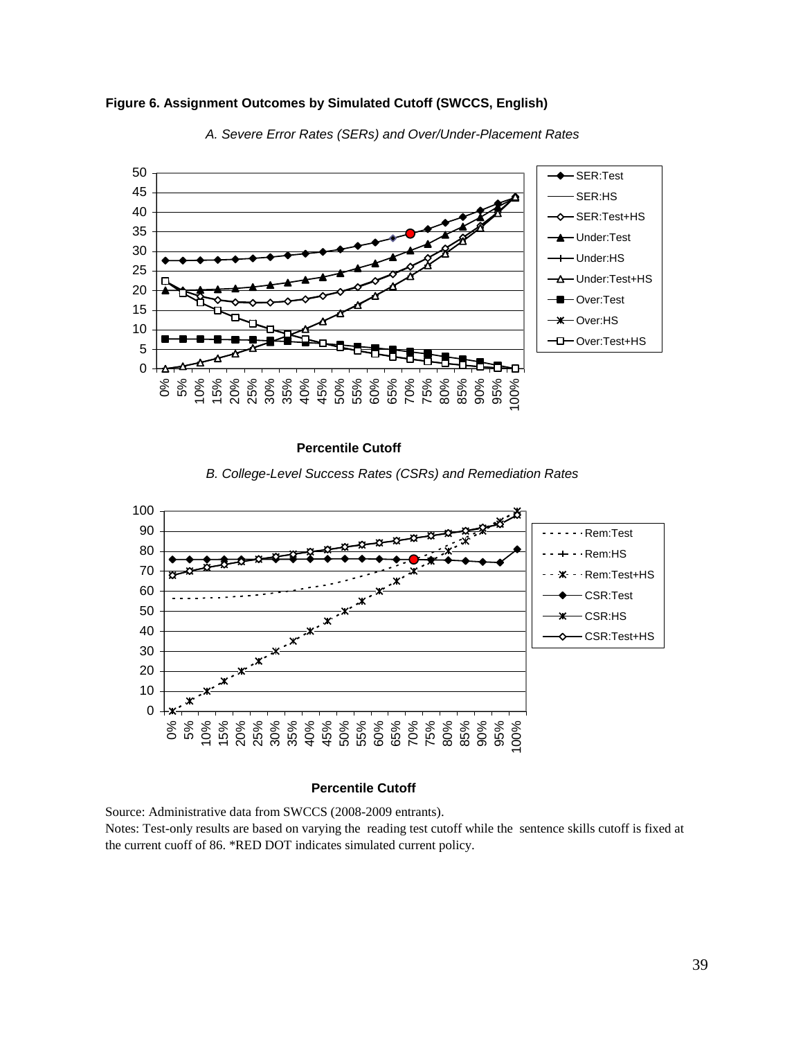**Figure 6. Assignment Outcomes by Simulated Cutoff (SWCCS, English)**

*A. Severe Error Rates (SERs) and Over/Under-Placement Rates*

**Percentile Cutoff**

*B. College-Level Success Rates (CSRs) and Remediation Rates*

**Percentile Cutoff**

Source: Administrative data from SWCCS (2008-2009 entrants).
Notes: Test-only results are based on varying the reading test cutoff while the sentence skills cutoff is fixed at the current cuoff of 86. *RED DOT indicates simulated current policy.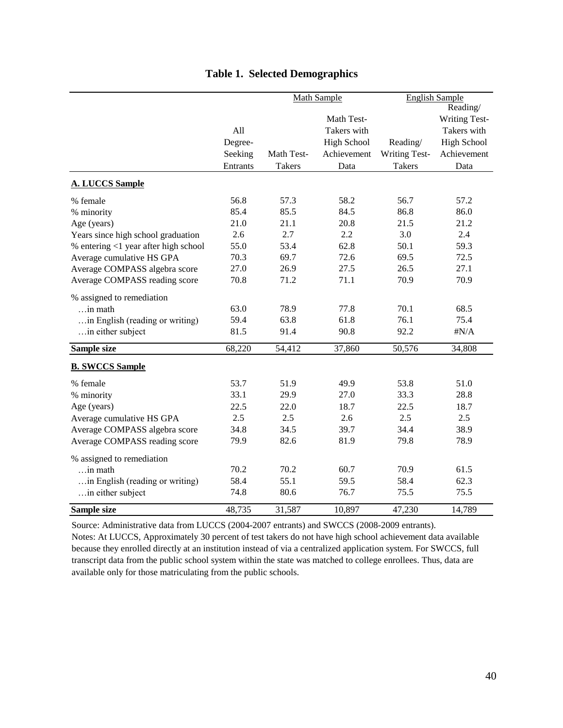**Table 1. Selected Demographics**

| | | Math Sample | | English Sample | |
|---|---|---|---|---|---|
| | All Degree-Seeking Entrants | Math Test-Takers | Math Test-Takers with High School Achievement Data | Reading/ Writing Test-Takers | Reading/ Writing Test-Takers with High School Achievement Data |
| **A. LUCCS Sample** | | | | | |
| % female | 56.8 | 57.3 | 58.2 | 56.7 | 57.2 |
| % minority | 85.4 | 85.5 | 84.5 | 86.8 | 86.0 |
| Age (years) | 21.0 | 21.1 | 20.8 | 21.5 | 21.2 |
| Years since high school graduation | 2.6 | 2.7 | 2.2 | 3.0 | 2.4 |
| % entering <1 year after high school | 55.0 | 53.4 | 62.8 | 50.1 | 59.3 |
| Average cumulative HS GPA | 70.3 | 69.7 | 72.6 | 69.5 | 72.5 |
| Average COMPASS algebra score | 27.0 | 26.9 | 27.5 | 26.5 | 27.1 |
| Average COMPASS reading score | 70.8 | 71.2 | 71.1 | 70.9 | 70.9 |
| % assigned to remediation | | | | | |
| …in math | 63.0 | 78.9 | 77.8 | 70.1 | 68.5 |
| …in English (reading or writing) | 59.4 | 63.8 | 61.8 | 76.1 | 75.4 |
| …in either subject | 81.5 | 91.4 | 90.8 | 92.2 | #N/A |
| **Sample size** | 68,220 | 54,412 | 37,860 | 50,576 | 34,808 |
| **B. SWCCS Sample** | | | | | |
| % female | 53.7 | 51.9 | 49.9 | 53.8 | 51.0 |
| % minority | 33.1 | 29.9 | 27.0 | 33.3 | 28.8 |
| Age (years) | 22.5 | 22.0 | 18.7 | 22.5 | 18.7 |
| Average cumulative HS GPA | 2.5 | 2.5 | 2.6 | 2.5 | 2.5 |
| Average COMPASS algebra score | 34.8 | 34.5 | 39.7 | 34.4 | 38.9 |
| Average COMPASS reading score | 79.9 | 82.6 | 81.9 | 79.8 | 78.9 |
| % assigned to remediation | | | | | |
| …in math | 70.2 | 70.2 | 60.7 | 70.9 | 61.5 |
| …in English (reading or writing) | 58.4 | 55.1 | 59.5 | 58.4 | 62.3 |
| …in either subject | 74.8 | 80.6 | 76.7 | 75.5 | 75.5 |
| **Sample size** | 48,735 | 31,587 | 10,897 | 47,230 | 14,789 |

Source: Administrative data from LUCCS (2004-2007 entrants) and SWCCS (2008-2009 entrants).
Notes: At LUCCS, Approximately 30 percent of test takers do not have high school achievement data available because they enrolled directly at an institution instead of via a centralized application system. For SWCCS, full transcript data from the public school system within the state was matched to college enrollees. Thus, data are available only for those matriculating from the public schools.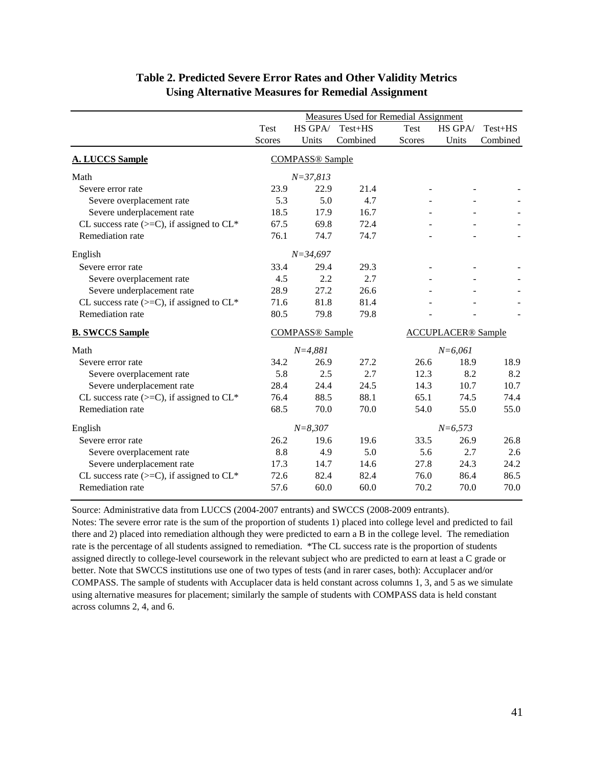# Table 2. Predicted Severe Error Rates and Other Validity Metrics Using Alternative Measures for Remedial Assignment

| | Measures Used for Remedial Assignment | | | | | |
|---|---|---|---|---|---|---|
| | Test Scores | HS GPA/ Units | Test+HS Combined | Test Scores | HS GPA/ Units | Test+HS Combined |
| **A. LUCCS Sample** | COMPASS® Sample | | | | | |
| Math | | *N=37,813* | | | | |
| Severe error rate | 23.9 | 22.9 | 21.4 | - | - | - |
| Severe overplacement rate | 5.3 | 5.0 | 4.7 | - | - | - |
| Severe underplacement rate | 18.5 | 17.9 | 16.7 | - | - | - |
| CL success rate (>=C), if assigned to CL* | 67.5 | 69.8 | 72.4 | - | - | - |
| Remediation rate | 76.1 | 74.7 | 74.7 | - | - | - |
| English | | *N=34,697* | | | | |
| Severe error rate | 33.4 | 29.4 | 29.3 | - | - | - |
| Severe overplacement rate | 4.5 | 2.2 | 2.7 | - | - | - |
| Severe underplacement rate | 28.9 | 27.2 | 26.6 | - | - | - |
| CL success rate (>=C), if assigned to CL* | 71.6 | 81.8 | 81.4 | - | - | - |
| Remediation rate | 80.5 | 79.8 | 79.8 | - | - | - |
| **B. SWCCS Sample** | COMPASS® Sample | | | ACCUPLACER® Sample | | |
| Math | | *N=4,881* | | | *N=6,061* | |
| Severe error rate | 34.2 | 26.9 | 27.2 | 26.6 | 18.9 | 18.9 |
| Severe overplacement rate | 5.8 | 2.5 | 2.7 | 12.3 | 8.2 | 8.2 |
| Severe underplacement rate | 28.4 | 24.4 | 24.5 | 14.3 | 10.7 | 10.7 |
| CL success rate (>=C), if assigned to CL* | 76.4 | 88.5 | 88.1 | 65.1 | 74.5 | 74.4 |
| Remediation rate | 68.5 | 70.0 | 70.0 | 54.0 | 55.0 | 55.0 |
| English | | *N=8,307* | | | *N=6,573* | |
| Severe error rate | 26.2 | 19.6 | 19.6 | 33.5 | 26.9 | 26.8 |
| Severe overplacement rate | 8.8 | 4.9 | 5.0 | 5.6 | 2.7 | 2.6 |
| Severe underplacement rate | 17.3 | 14.7 | 14.6 | 27.8 | 24.3 | 24.2 |
| CL success rate (>=C), if assigned to CL* | 72.6 | 82.4 | 82.4 | 76.0 | 86.4 | 86.5 |
| Remediation rate | 57.6 | 60.0 | 60.0 | 70.2 | 70.0 | 70.0 |

Source: Administrative data from LUCCS (2004-2007 entrants) and SWCCS (2008-2009 entrants).
Notes: The severe error rate is the sum of the proportion of students 1) placed into college level and predicted to fail there and 2) placed into remediation although they were predicted to earn a B in the college level. The remediation rate is the percentage of all students assigned to remediation. *The CL success rate is the proportion of students assigned directly to college-level coursework in the relevant subject who are predicted to earn at least a C grade or better. Note that SWCCS institutions use one of two types of tests (and in rarer cases, both): Accuplacer and/or COMPASS. The sample of students with Accuplacer data is held constant across columns 1, 3, and 5 as we simulate using alternative measures for placement; similarly the sample of students with COMPASS data is held constant across columns 2, 4, and 6.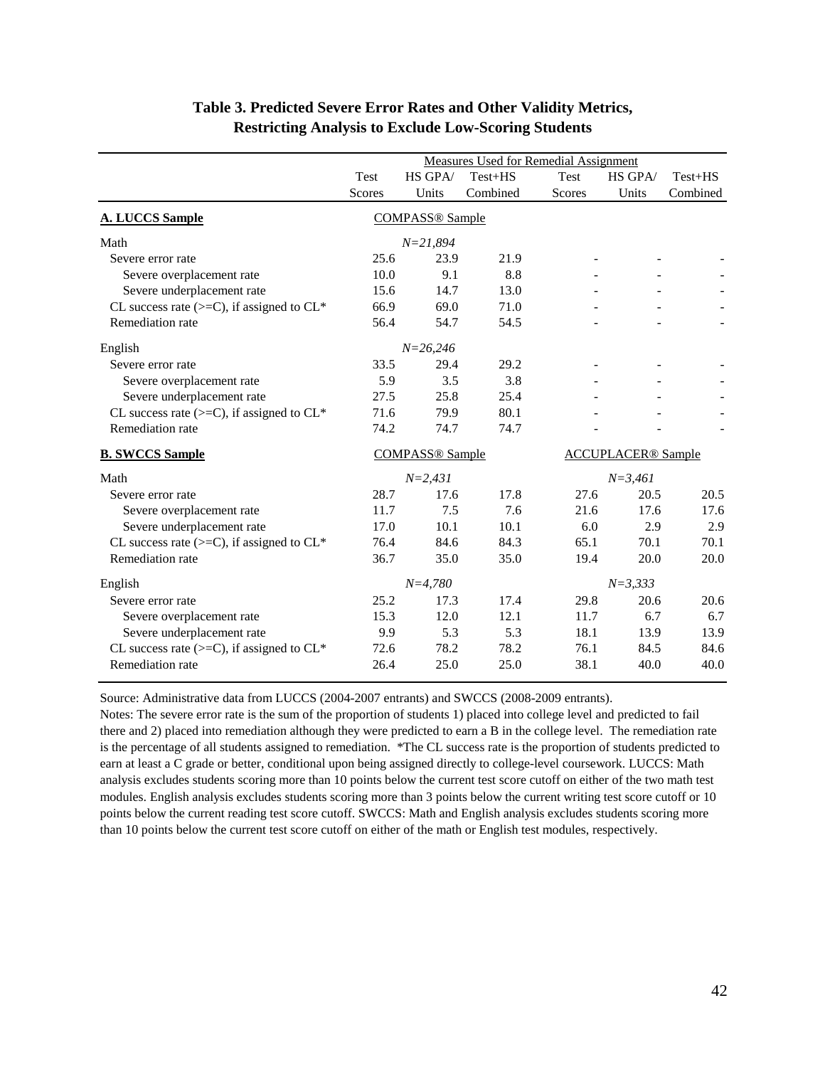**Table 3. Predicted Severe Error Rates and Other Validity Metrics, Restricting Analysis to Exclude Low-Scoring Students**

| | Measures Used for Remedial Assignment | | | | | |
|---|---|---|---|---|---|---|
| | Test Scores | HS GPA/ Units | Test+HS Combined | Test Scores | HS GPA/ Units | Test+HS Combined |
| **A. LUCCS Sample** | COMPASS® Sample | | | | | |
| Math | | *N=21,894* | | | | |
| Severe error rate | 25.6 | 23.9 | 21.9 | - | - | - |
| Severe overplacement rate | 10.0 | 9.1 | 8.8 | - | - | - |
| Severe underplacement rate | 15.6 | 14.7 | 13.0 | - | - | - |
| CL success rate (>=C), if assigned to CL* | 66.9 | 69.0 | 71.0 | - | - | - |
| Remediation rate | 56.4 | 54.7 | 54.5 | - | - | - |
| English | | *N=26,246* | | | | |
| Severe error rate | 33.5 | 29.4 | 29.2 | - | - | - |
| Severe overplacement rate | 5.9 | 3.5 | 3.8 | - | - | - |
| Severe underplacement rate | 27.5 | 25.8 | 25.4 | - | - | - |
| CL success rate (>=C), if assigned to CL* | 71.6 | 79.9 | 80.1 | - | - | - |
| Remediation rate | 74.2 | 74.7 | 74.7 | - | - | - |
| **B. SWCCS Sample** | COMPASS® Sample | | | ACCUPLACER® Sample | | |
| Math | | *N=2,431* | | | *N=3,461* | |
| Severe error rate | 28.7 | 17.6 | 17.8 | 27.6 | 20.5 | 20.5 |
| Severe overplacement rate | 11.7 | 7.5 | 7.6 | 21.6 | 17.6 | 17.6 |
| Severe underplacement rate | 17.0 | 10.1 | 10.1 | 6.0 | 2.9 | 2.9 |
| CL success rate (>=C), if assigned to CL* | 76.4 | 84.6 | 84.3 | 65.1 | 70.1 | 70.1 |
| Remediation rate | 36.7 | 35.0 | 35.0 | 19.4 | 20.0 | 20.0 |
| English | | *N=4,780* | | | *N=3,333* | |
| Severe error rate | 25.2 | 17.3 | 17.4 | 29.8 | 20.6 | 20.6 |
| Severe overplacement rate | 15.3 | 12.0 | 12.1 | 11.7 | 6.7 | 6.7 |
| Severe underplacement rate | 9.9 | 5.3 | 5.3 | 18.1 | 13.9 | 13.9 |
| CL success rate (>=C), if assigned to CL* | 72.6 | 78.2 | 78.2 | 76.1 | 84.5 | 84.6 |
| Remediation rate | 26.4 | 25.0 | 25.0 | 38.1 | 40.0 | 40.0 |

Source: Administrative data from LUCCS (2004-2007 entrants) and SWCCS (2008-2009 entrants).

Notes: The severe error rate is the sum of the proportion of students 1) placed into college level and predicted to fail there and 2) placed into remediation although they were predicted to earn a B in the college level. The remediation rate is the percentage of all students assigned to remediation. *The CL success rate is the proportion of students predicted to earn at least a C grade or better, conditional upon being assigned directly to college-level coursework. LUCCS: Math analysis excludes students scoring more than 10 points below the current test score cutoff on either of the two math test modules. English analysis excludes students scoring more than 3 points below the current writing test score cutoff or 10 points below the current reading test score cutoff. SWCCS: Math and English analysis excludes students scoring more than 10 points below the current test score cutoff on either of the math or English test modules, respectively.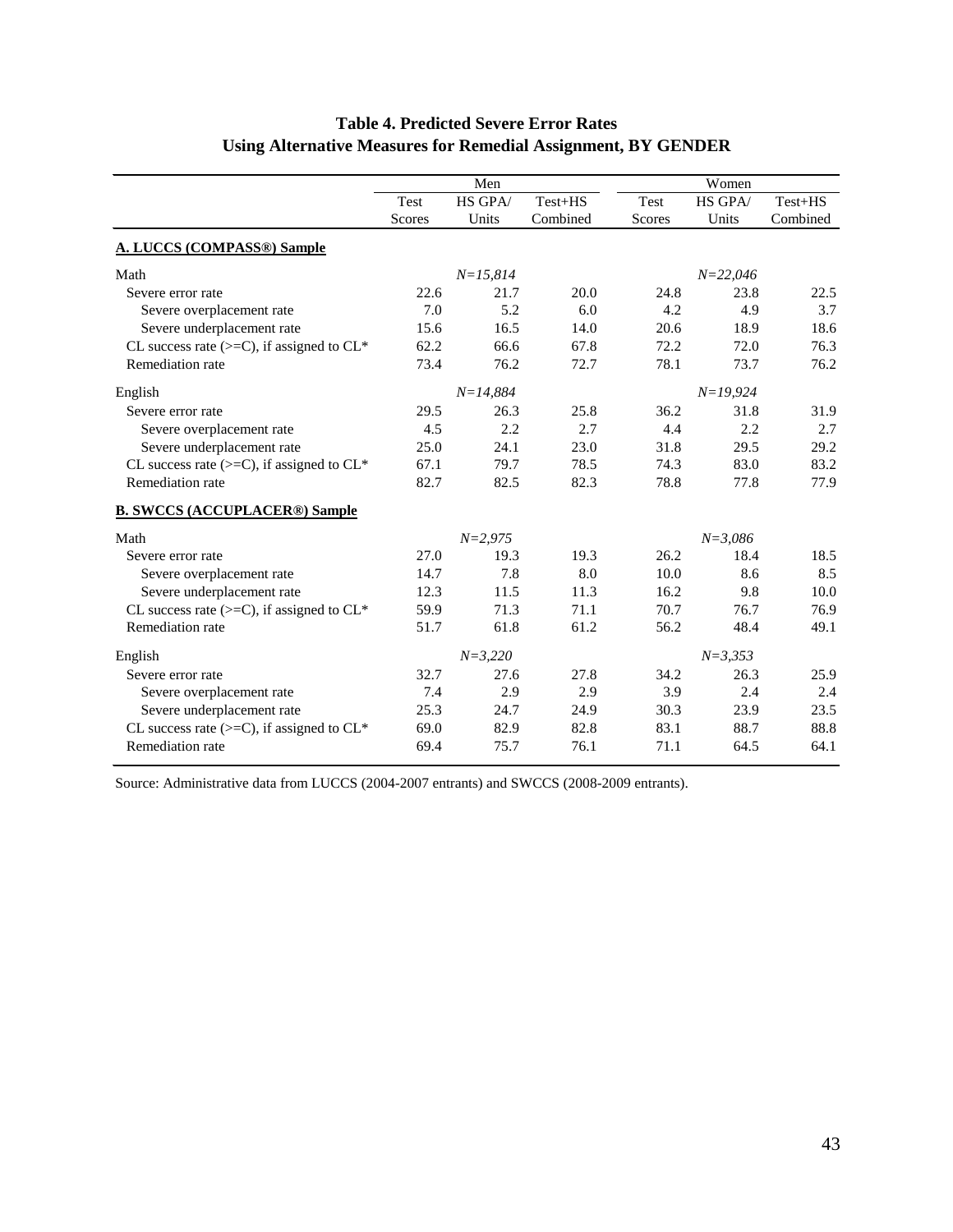**Table 4. Predicted Severe Error Rates**
**Using Alternative Measures for Remedial Assignment, BY GENDER**

| | Men | | | Women | | |
|---|---|---|---|---|---|---|
| | Test Scores | HS GPA/ Units | Test+HS Combined | Test Scores | HS GPA/ Units | Test+HS Combined |
| **A. LUCCS (COMPASS®) Sample** | | | | | | |
| Math | | *N=15,814* | | | *N=22,046* | |
| Severe error rate | 22.6 | 21.7 | 20.0 | 24.8 | 23.8 | 22.5 |
| Severe overplacement rate | 7.0 | 5.2 | 6.0 | 4.2 | 4.9 | 3.7 |
| Severe underplacement rate | 15.6 | 16.5 | 14.0 | 20.6 | 18.9 | 18.6 |
| CL success rate (>=C), if assigned to CL* | 62.2 | 66.6 | 67.8 | 72.2 | 72.0 | 76.3 |
| Remediation rate | 73.4 | 76.2 | 72.7 | 78.1 | 73.7 | 76.2 |
| English | | *N=14,884* | | | *N=19,924* | |
| Severe error rate | 29.5 | 26.3 | 25.8 | 36.2 | 31.8 | 31.9 |
| Severe overplacement rate | 4.5 | 2.2 | 2.7 | 4.4 | 2.2 | 2.7 |
| Severe underplacement rate | 25.0 | 24.1 | 23.0 | 31.8 | 29.5 | 29.2 |
| CL success rate (>=C), if assigned to CL* | 67.1 | 79.7 | 78.5 | 74.3 | 83.0 | 83.2 |
| Remediation rate | 82.7 | 82.5 | 82.3 | 78.8 | 77.8 | 77.9 |
| **B. SWCCS (ACCUPLACER®) Sample** | | | | | | |
| Math | | *N=2,975* | | | *N=3,086* | |
| Severe error rate | 27.0 | 19.3 | 19.3 | 26.2 | 18.4 | 18.5 |
| Severe overplacement rate | 14.7 | 7.8 | 8.0 | 10.0 | 8.6 | 8.5 |
| Severe underplacement rate | 12.3 | 11.5 | 11.3 | 16.2 | 9.8 | 10.0 |
| CL success rate (>=C), if assigned to CL* | 59.9 | 71.3 | 71.1 | 70.7 | 76.7 | 76.9 |
| Remediation rate | 51.7 | 61.8 | 61.2 | 56.2 | 48.4 | 49.1 |
| English | | *N=3,220* | | | *N=3,353* | |
| Severe error rate | 32.7 | 27.6 | 27.8 | 34.2 | 26.3 | 25.9 |
| Severe overplacement rate | 7.4 | 2.9 | 2.9 | 3.9 | 2.4 | 2.4 |
| Severe underplacement rate | 25.3 | 24.7 | 24.9 | 30.3 | 23.9 | 23.5 |
| CL success rate (>=C), if assigned to CL* | 69.0 | 82.9 | 82.8 | 83.1 | 88.7 | 88.8 |
| Remediation rate | 69.4 | 75.7 | 76.1 | 71.1 | 64.5 | 64.1 |

Source: Administrative data from LUCCS (2004-2007 entrants) and SWCCS (2008-2009 entrants).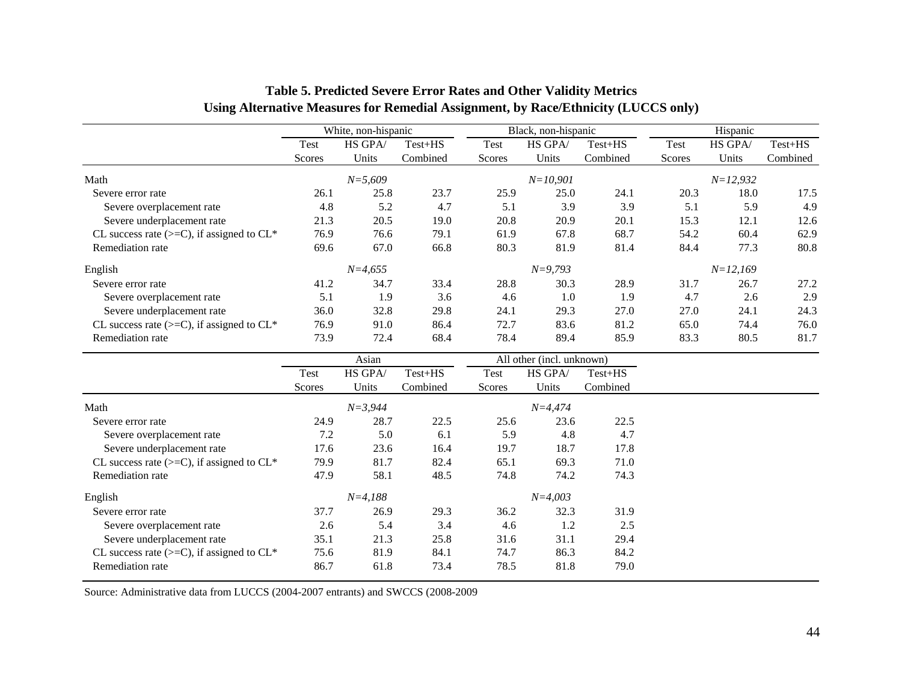**Table 5. Predicted Severe Error Rates and Other Validity Metrics Using Alternative Measures for Remedial Assignment, by Race/Ethnicity (LUCCS only)**

| | White, non-hispanic | | | Black, non-hispanic | | | Hispanic | | |
|---|---|---|---|---|---|---|---|---|---|
| | Test Scores | HS GPA/ Units | Test+HS Combined | Test Scores | HS GPA/ Units | Test+HS Combined | Test Scores | HS GPA/ Units | Test+HS Combined |
| Math | | *N=5,609* | | | *N=10,901* | | | *N=12,932* | |
| Severe error rate | 26.1 | 25.8 | 23.7 | 25.9 | 25.0 | 24.1 | 20.3 | 18.0 | 17.5 |
| Severe overplacement rate | 4.8 | 5.2 | 4.7 | 5.1 | 3.9 | 3.9 | 5.1 | 5.9 | 4.9 |
| Severe underplacement rate | 21.3 | 20.5 | 19.0 | 20.8 | 20.9 | 20.1 | 15.3 | 12.1 | 12.6 |
| CL success rate (>=C), if assigned to CL* | 76.9 | 76.6 | 79.1 | 61.9 | 67.8 | 68.7 | 54.2 | 60.4 | 62.9 |
| Remediation rate | 69.6 | 67.0 | 66.8 | 80.3 | 81.9 | 81.4 | 84.4 | 77.3 | 80.8 |
| English | | *N=4,655* | | | *N=9,793* | | | *N=12,169* | |
| Severe error rate | 41.2 | 34.7 | 33.4 | 28.8 | 30.3 | 28.9 | 31.7 | 26.7 | 27.2 |
| Severe overplacement rate | 5.1 | 1.9 | 3.6 | 4.6 | 1.0 | 1.9 | 4.7 | 2.6 | 2.9 |
| Severe underplacement rate | 36.0 | 32.8 | 29.8 | 24.1 | 29.3 | 27.0 | 27.0 | 24.1 | 24.3 |
| CL success rate (>=C), if assigned to CL* | 76.9 | 91.0 | 86.4 | 72.7 | 83.6 | 81.2 | 65.0 | 74.4 | 76.0 |
| Remediation rate | 73.9 | 72.4 | 68.4 | 78.4 | 89.4 | 85.9 | 83.3 | 80.5 | 81.7 |

| | Asian | | | All other (incl. unknown) | | |
|---|---|---|---|---|---|---|
| | Test Scores | HS GPA/ Units | Test+HS Combined | Test Scores | HS GPA/ Units | Test+HS Combined |
| Math | | *N=3,944* | | | *N=4,474* | |
| Severe error rate | 24.9 | 28.7 | 22.5 | 25.6 | 23.6 | 22.5 |
| Severe overplacement rate | 7.2 | 5.0 | 6.1 | 5.9 | 4.8 | 4.7 |
| Severe underplacement rate | 17.6 | 23.6 | 16.4 | 19.7 | 18.7 | 17.8 |
| CL success rate (>=C), if assigned to CL* | 79.9 | 81.7 | 82.4 | 65.1 | 69.3 | 71.0 |
| Remediation rate | 47.9 | 58.1 | 48.5 | 74.8 | 74.2 | 74.3 |
| English | | *N=4,188* | | | *N=4,003* | |
| Severe error rate | 37.7 | 26.9 | 29.3 | 36.2 | 32.3 | 31.9 |
| Severe overplacement rate | 2.6 | 5.4 | 3.4 | 4.6 | 1.2 | 2.5 |
| Severe underplacement rate | 35.1 | 21.3 | 25.8 | 31.6 | 31.1 | 29.4 |
| CL success rate (>=C), if assigned to CL* | 75.6 | 81.9 | 84.1 | 74.7 | 86.3 | 84.2 |
| Remediation rate | 86.7 | 61.8 | 73.4 | 78.5 | 81.8 | 79.0 |

Source: Administrative data from LUCCS (2004-2007 entrants) and SWCCS (2008-2009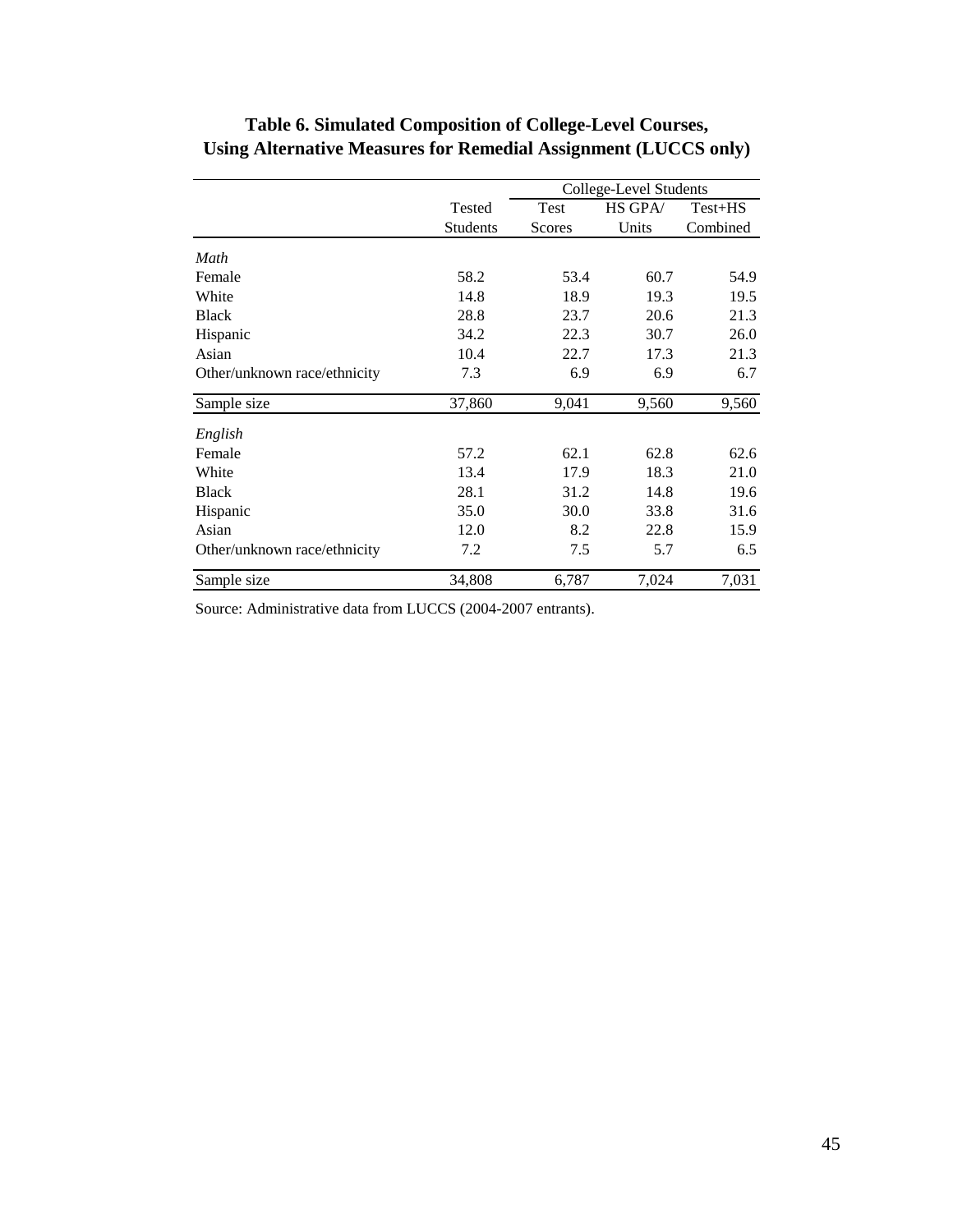**Table 6. Simulated Composition of College-Level Courses, Using Alternative Measures for Remedial Assignment (LUCCS only)**

| | | College-Level Students | | |
|---|---|---|---|---|
| | Tested Students | Test Scores | HS GPA/ Units | Test+HS Combined |
| *Math* | | | | |
| Female | 58.2 | 53.4 | 60.7 | 54.9 |
| White | 14.8 | 18.9 | 19.3 | 19.5 |
| Black | 28.8 | 23.7 | 20.6 | 21.3 |
| Hispanic | 34.2 | 22.3 | 30.7 | 26.0 |
| Asian | 10.4 | 22.7 | 17.3 | 21.3 |
| Other/unknown race/ethnicity | 7.3 | 6.9 | 6.9 | 6.7 |
| Sample size | 37,860 | 9,041 | 9,560 | 9,560 |
| *English* | | | | |
| Female | 57.2 | 62.1 | 62.8 | 62.6 |
| White | 13.4 | 17.9 | 18.3 | 21.0 |
| Black | 28.1 | 31.2 | 14.8 | 19.6 |
| Hispanic | 35.0 | 30.0 | 33.8 | 31.6 |
| Asian | 12.0 | 8.2 | 22.8 | 15.9 |
| Other/unknown race/ethnicity | 7.2 | 7.5 | 5.7 | 6.5 |
| Sample size | 34,808 | 6,787 | 7,024 | 7,031 |

Source: Administrative data from LUCCS (2004-2007 entrants).